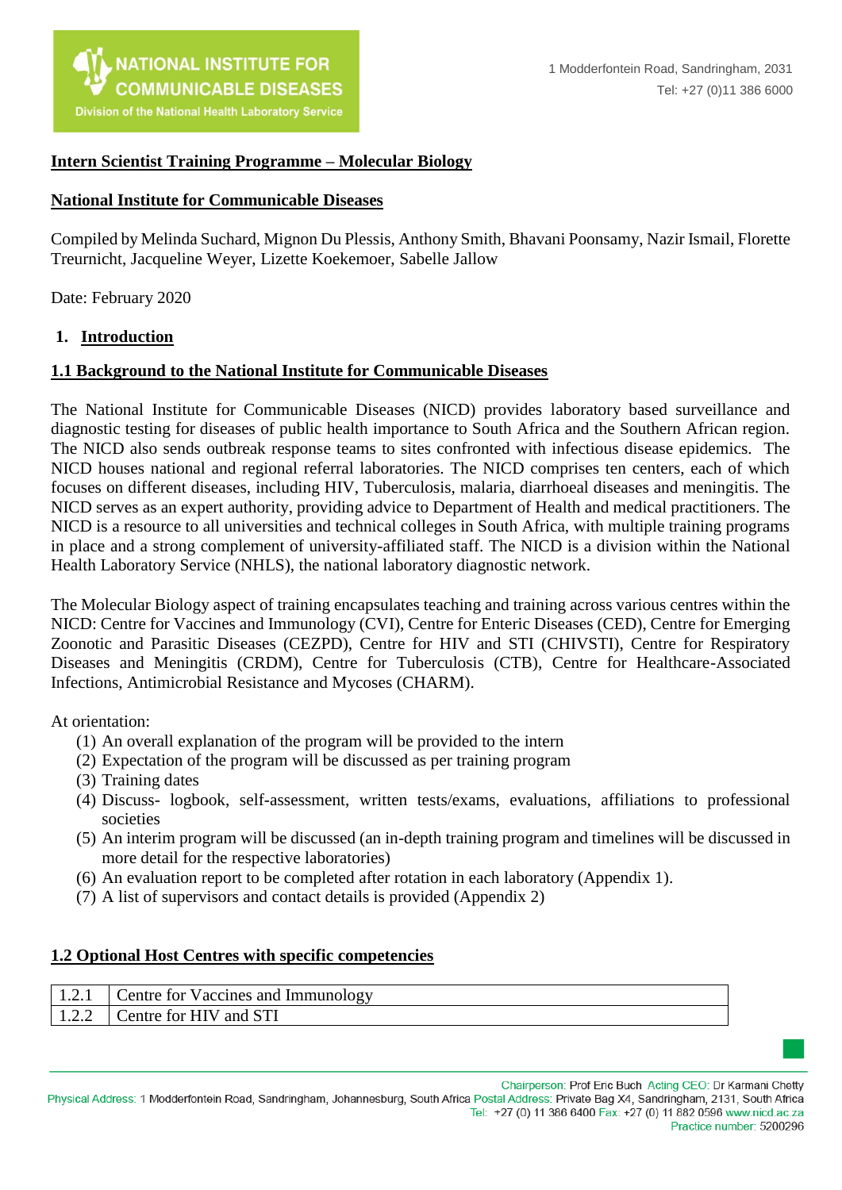**Intern Scientist Training Programme – Molecular Biology**

**National Institute for Communicable Diseases**

Compiled by Melinda Suchard, Mignon Du Plessis, Anthony Smith, Bhavani Poonsamy, Nazir Ismail, Florette Treurnicht, Jacqueline Weyer, Lizette Koekemoer, Sabelle Jallow

Date: February 2020

## 1. Introduction

### 1.1 Background to the National Institute for Communicable Diseases

The National Institute for Communicable Diseases (NICD) provides laboratory based surveillance and diagnostic testing for diseases of public health importance to South Africa and the Southern African region. The NICD also sends outbreak response teams to sites confronted with infectious disease epidemics. The NICD houses national and regional referral laboratories. The NICD comprises ten centers, each of which focuses on different diseases, including HIV, Tuberculosis, malaria, diarrhoeal diseases and meningitis. The NICD serves as an expert authority, providing advice to Department of Health and medical practitioners. The NICD is a resource to all universities and technical colleges in South Africa, with multiple training programs in place and a strong complement of university-affiliated staff. The NICD is a division within the National Health Laboratory Service (NHLS), the national laboratory diagnostic network.

The Molecular Biology aspect of training encapsulates teaching and training across various centres within the NICD: Centre for Vaccines and Immunology (CVI), Centre for Enteric Diseases (CED), Centre for Emerging Zoonotic and Parasitic Diseases (CEZPD), Centre for HIV and STI (CHIVSTI), Centre for Respiratory Diseases and Meningitis (CRDM), Centre for Tuberculosis (CTB), Centre for Healthcare-Associated Infections, Antimicrobial Resistance and Mycoses (CHARM).

At orientation:

(1) An overall explanation of the program will be provided to the intern
(2) Expectation of the program will be discussed as per training program
(3) Training dates
(4) Discuss- logbook, self-assessment, written tests/exams, evaluations, affiliations to professional societies
(5) An interim program will be discussed (an in-depth training program and timelines will be discussed in more detail for the respective laboratories)
(6) An evaluation report to be completed after rotation in each laboratory (Appendix 1).
(7) A list of supervisors and contact details is provided (Appendix 2)

### 1.2 Optional Host Centres with specific competencies

| | |
|---|---|
| 1.2.1 | Centre for Vaccines and Immunology |
| 1.2.2 | Centre for HIV and STI |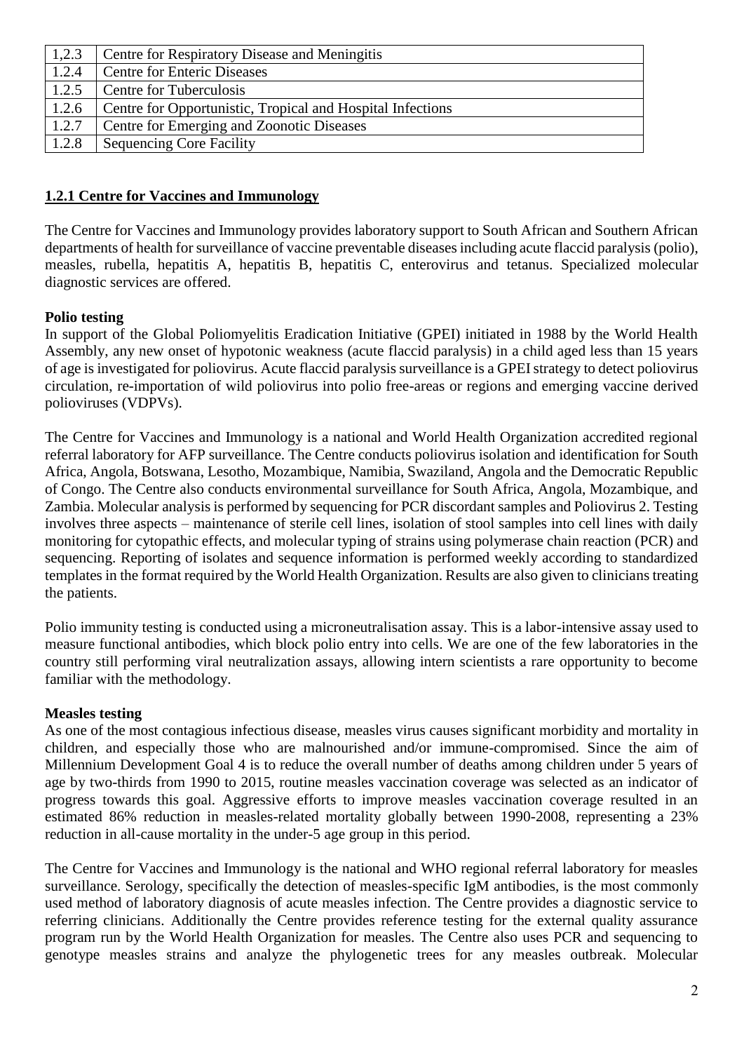| 1,2.3 | Centre for Respiratory Disease and Meningitis |
|---|---|
| 1.2.4 | Centre for Enteric Diseases |
| 1.2.5 | Centre for Tuberculosis |
| 1.2.6 | Centre for Opportunistic, Tropical and Hospital Infections |
| 1.2.7 | Centre for Emerging and Zoonotic Diseases |
| 1.2.8 | Sequencing Core Facility |

## 1.2.1 Centre for Vaccines and Immunology

The Centre for Vaccines and Immunology provides laboratory support to South African and Southern African departments of health for surveillance of vaccine preventable diseases including acute flaccid paralysis (polio), measles, rubella, hepatitis A, hepatitis B, hepatitis C, enterovirus and tetanus. Specialized molecular diagnostic services are offered.

**Polio testing**

In support of the Global Poliomyelitis Eradication Initiative (GPEI) initiated in 1988 by the World Health Assembly, any new onset of hypotonic weakness (acute flaccid paralysis) in a child aged less than 15 years of age is investigated for poliovirus. Acute flaccid paralysis surveillance is a GPEI strategy to detect poliovirus circulation, re-importation of wild poliovirus into polio free-areas or regions and emerging vaccine derived polioviruses (VDPVs).

The Centre for Vaccines and Immunology is a national and World Health Organization accredited regional referral laboratory for AFP surveillance. The Centre conducts poliovirus isolation and identification for South Africa, Angola, Botswana, Lesotho, Mozambique, Namibia, Swaziland, Angola and the Democratic Republic of Congo. The Centre also conducts environmental surveillance for South Africa, Angola, Mozambique, and Zambia. Molecular analysis is performed by sequencing for PCR discordant samples and Poliovirus 2. Testing involves three aspects – maintenance of sterile cell lines, isolation of stool samples into cell lines with daily monitoring for cytopathic effects, and molecular typing of strains using polymerase chain reaction (PCR) and sequencing. Reporting of isolates and sequence information is performed weekly according to standardized templates in the format required by the World Health Organization. Results are also given to clinicians treating the patients.

Polio immunity testing is conducted using a microneutralisation assay. This is a labor-intensive assay used to measure functional antibodies, which block polio entry into cells. We are one of the few laboratories in the country still performing viral neutralization assays, allowing intern scientists a rare opportunity to become familiar with the methodology.

**Measles testing**

As one of the most contagious infectious disease, measles virus causes significant morbidity and mortality in children, and especially those who are malnourished and/or immune-compromised. Since the aim of Millennium Development Goal 4 is to reduce the overall number of deaths among children under 5 years of age by two-thirds from 1990 to 2015, routine measles vaccination coverage was selected as an indicator of progress towards this goal. Aggressive efforts to improve measles vaccination coverage resulted in an estimated 86% reduction in measles-related mortality globally between 1990-2008, representing a 23% reduction in all-cause mortality in the under-5 age group in this period.

The Centre for Vaccines and Immunology is the national and WHO regional referral laboratory for measles surveillance. Serology, specifically the detection of measles-specific IgM antibodies, is the most commonly used method of laboratory diagnosis of acute measles infection. The Centre provides a diagnostic service to referring clinicians. Additionally the Centre provides reference testing for the external quality assurance program run by the World Health Organization for measles. The Centre also uses PCR and sequencing to genotype measles strains and analyze the phylogenetic trees for any measles outbreak. Molecular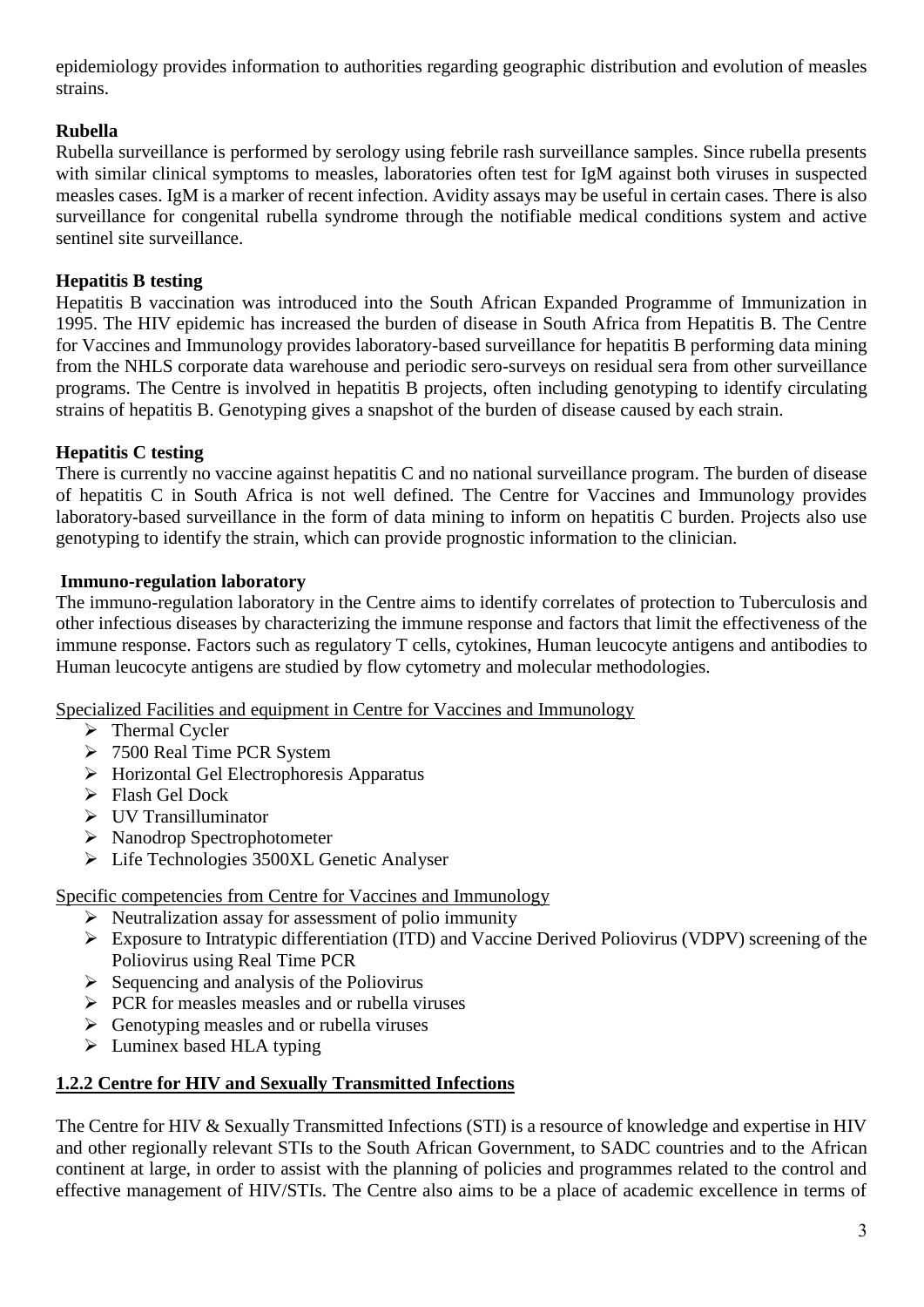epidemiology provides information to authorities regarding geographic distribution and evolution of measles strains.

**Rubella**

Rubella surveillance is performed by serology using febrile rash surveillance samples. Since rubella presents with similar clinical symptoms to measles, laboratories often test for IgM against both viruses in suspected measles cases. IgM is a marker of recent infection. Avidity assays may be useful in certain cases. There is also surveillance for congenital rubella syndrome through the notifiable medical conditions system and active sentinel site surveillance.

**Hepatitis B testing**

Hepatitis B vaccination was introduced into the South African Expanded Programme of Immunization in 1995. The HIV epidemic has increased the burden of disease in South Africa from Hepatitis B. The Centre for Vaccines and Immunology provides laboratory-based surveillance for hepatitis B performing data mining from the NHLS corporate data warehouse and periodic sero-surveys on residual sera from other surveillance programs. The Centre is involved in hepatitis B projects, often including genotyping to identify circulating strains of hepatitis B. Genotyping gives a snapshot of the burden of disease caused by each strain.

**Hepatitis C testing**

There is currently no vaccine against hepatitis C and no national surveillance program. The burden of disease of hepatitis C in South Africa is not well defined. The Centre for Vaccines and Immunology provides laboratory-based surveillance in the form of data mining to inform on hepatitis C burden. Projects also use genotyping to identify the strain, which can provide prognostic information to the clinician.

**Immuno-regulation laboratory**

The immuno-regulation laboratory in the Centre aims to identify correlates of protection to Tuberculosis and other infectious diseases by characterizing the immune response and factors that limit the effectiveness of the immune response. Factors such as regulatory T cells, cytokines, Human leucocyte antigens and antibodies to Human leucocyte antigens are studied by flow cytometry and molecular methodologies.

Specialized Facilities and equipment in Centre for Vaccines and Immunology

- Thermal Cycler
- 7500 Real Time PCR System
- Horizontal Gel Electrophoresis Apparatus
- Flash Gel Dock
- UV Transilluminator
- Nanodrop Spectrophotometer
- Life Technologies 3500XL Genetic Analyser

Specific competencies from Centre for Vaccines and Immunology

- Neutralization assay for assessment of polio immunity
- Exposure to Intratypic differentiation (ITD) and Vaccine Derived Poliovirus (VDPV) screening of the Poliovirus using Real Time PCR
- Sequencing and analysis of the Poliovirus
- PCR for measles measles and or rubella viruses
- Genotyping measles and or rubella viruses
- Luminex based HLA typing

## 1.2.2 Centre for HIV and Sexually Transmitted Infections

The Centre for HIV & Sexually Transmitted Infections (STI) is a resource of knowledge and expertise in HIV and other regionally relevant STIs to the South African Government, to SADC countries and to the African continent at large, in order to assist with the planning of policies and programmes related to the control and effective management of HIV/STIs. The Centre also aims to be a place of academic excellence in terms of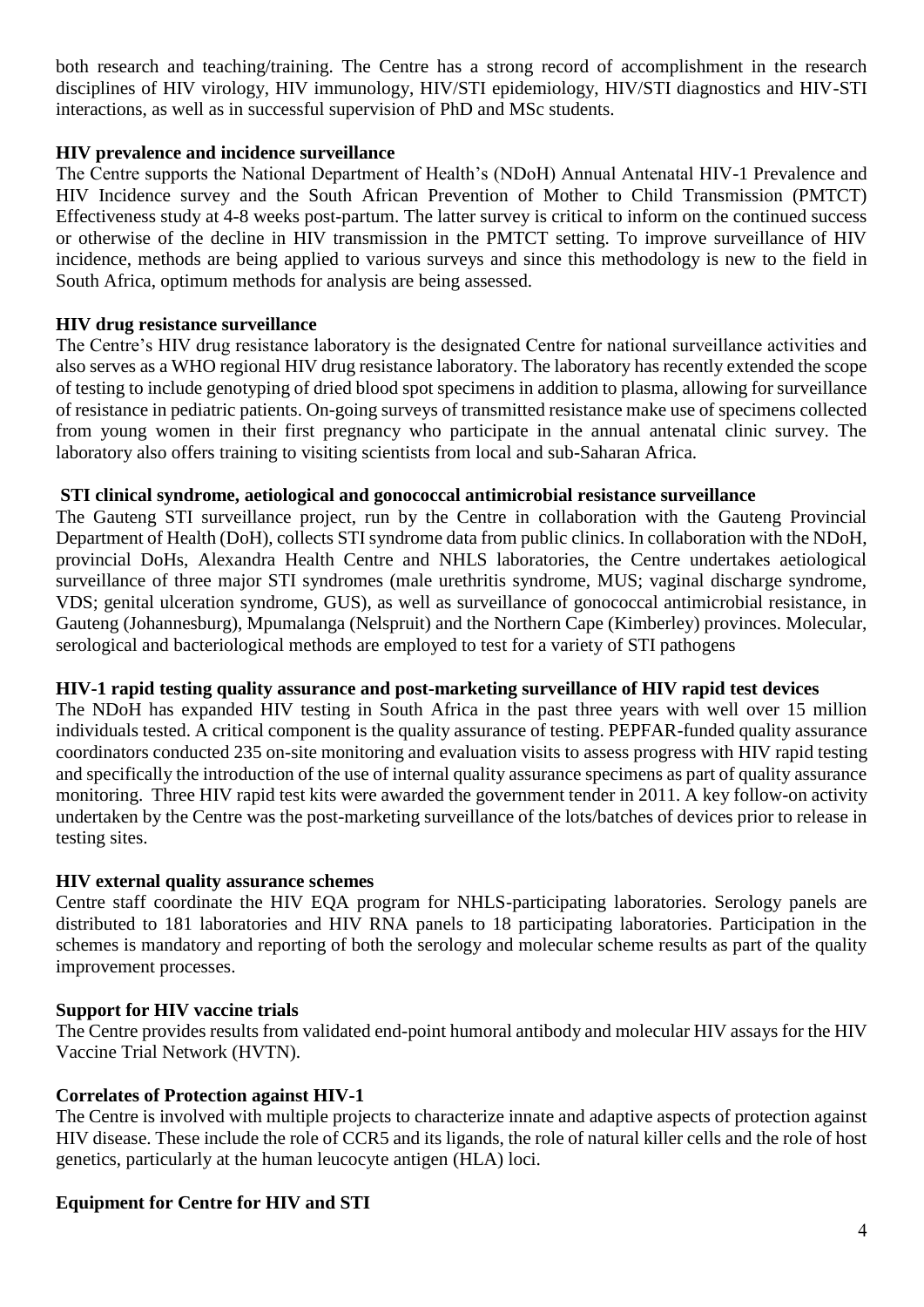both research and teaching/training. The Centre has a strong record of accomplishment in the research disciplines of HIV virology, HIV immunology, HIV/STI epidemiology, HIV/STI diagnostics and HIV-STI interactions, as well as in successful supervision of PhD and MSc students.

**HIV prevalence and incidence surveillance**

The Centre supports the National Department of Health's (NDoH) Annual Antenatal HIV-1 Prevalence and HIV Incidence survey and the South African Prevention of Mother to Child Transmission (PMTCT) Effectiveness study at 4-8 weeks post-partum. The latter survey is critical to inform on the continued success or otherwise of the decline in HIV transmission in the PMTCT setting. To improve surveillance of HIV incidence, methods are being applied to various surveys and since this methodology is new to the field in South Africa, optimum methods for analysis are being assessed.

**HIV drug resistance surveillance**

The Centre's HIV drug resistance laboratory is the designated Centre for national surveillance activities and also serves as a WHO regional HIV drug resistance laboratory. The laboratory has recently extended the scope of testing to include genotyping of dried blood spot specimens in addition to plasma, allowing for surveillance of resistance in pediatric patients. On-going surveys of transmitted resistance make use of specimens collected from young women in their first pregnancy who participate in the annual antenatal clinic survey. The laboratory also offers training to visiting scientists from local and sub-Saharan Africa.

**STI clinical syndrome, aetiological and gonococcal antimicrobial resistance surveillance**

The Gauteng STI surveillance project, run by the Centre in collaboration with the Gauteng Provincial Department of Health (DoH), collects STI syndrome data from public clinics. In collaboration with the NDoH, provincial DoHs, Alexandra Health Centre and NHLS laboratories, the Centre undertakes aetiological surveillance of three major STI syndromes (male urethritis syndrome, MUS; vaginal discharge syndrome, VDS; genital ulceration syndrome, GUS), as well as surveillance of gonococcal antimicrobial resistance, in Gauteng (Johannesburg), Mpumalanga (Nelspruit) and the Northern Cape (Kimberley) provinces. Molecular, serological and bacteriological methods are employed to test for a variety of STI pathogens

**HIV-1 rapid testing quality assurance and post-marketing surveillance of HIV rapid test devices**

The NDoH has expanded HIV testing in South Africa in the past three years with well over 15 million individuals tested. A critical component is the quality assurance of testing. PEPFAR-funded quality assurance coordinators conducted 235 on-site monitoring and evaluation visits to assess progress with HIV rapid testing and specifically the introduction of the use of internal quality assurance specimens as part of quality assurance monitoring. Three HIV rapid test kits were awarded the government tender in 2011. A key follow-on activity undertaken by the Centre was the post-marketing surveillance of the lots/batches of devices prior to release in testing sites.

**HIV external quality assurance schemes**

Centre staff coordinate the HIV EQA program for NHLS-participating laboratories. Serology panels are distributed to 181 laboratories and HIV RNA panels to 18 participating laboratories. Participation in the schemes is mandatory and reporting of both the serology and molecular scheme results as part of the quality improvement processes.

**Support for HIV vaccine trials**

The Centre provides results from validated end-point humoral antibody and molecular HIV assays for the HIV Vaccine Trial Network (HVTN).

**Correlates of Protection against HIV-1**

The Centre is involved with multiple projects to characterize innate and adaptive aspects of protection against HIV disease. These include the role of CCR5 and its ligands, the role of natural killer cells and the role of host genetics, particularly at the human leucocyte antigen (HLA) loci.

**Equipment for Centre for HIV and STI**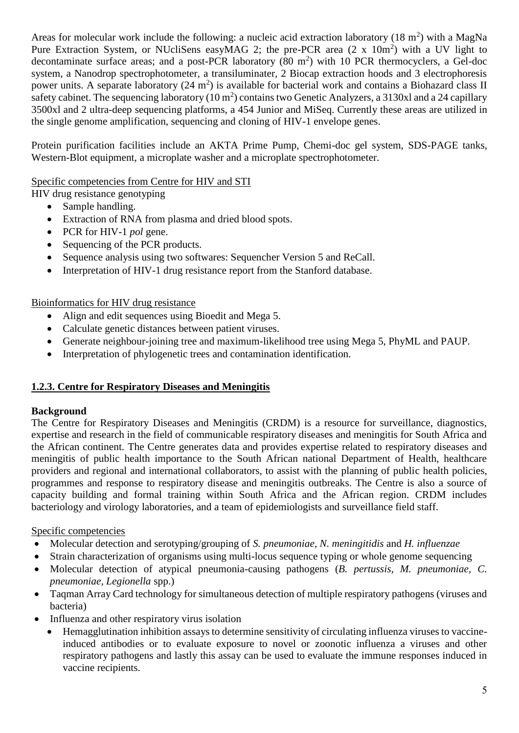Areas for molecular work include the following: a nucleic acid extraction laboratory (18 $m^2$) with a MagNa Pure Extraction System, or NUcliSens easyMAG 2; the pre-PCR area (2 x 10$m^2$) with a UV light to decontaminate surface areas; and a post-PCR laboratory (80 $m^2$) with 10 PCR thermocyclers, a Gel-doc system, a Nanodrop spectrophotometer, a transiluminater, 2 Biocap extraction hoods and 3 electrophoresis power units. A separate laboratory (24 $m^2$) is available for bacterial work and contains a Biohazard class II safety cabinet. The sequencing laboratory (10 $m^2$) contains two Genetic Analyzers, a 3130xl and a 24 capillary 3500xl and 2 ultra-deep sequencing platforms, a 454 Junior and MiSeq. Currently these areas are utilized in the single genome amplification, sequencing and cloning of HIV-1 envelope genes.

Protein purification facilities include an AKTA Prime Pump, Chemi-doc gel system, SDS-PAGE tanks, Western-Blot equipment, a microplate washer and a microplate spectrophotometer.

Specific competencies from Centre for HIV and STI

HIV drug resistance genotyping

- Sample handling.
- Extraction of RNA from plasma and dried blood spots.
- PCR for HIV-1 *pol* gene.
- Sequencing of the PCR products.
- Sequence analysis using two softwares: Sequencher Version 5 and ReCall.
- Interpretation of HIV-1 drug resistance report from the Stanford database.

Bioinformatics for HIV drug resistance

- Align and edit sequences using Bioedit and Mega 5.
- Calculate genetic distances between patient viruses.
- Generate neighbour-joining tree and maximum-likelihood tree using Mega 5, PhyML and PAUP.
- Interpretation of phylogenetic trees and contamination identification.

### 1.2.3. Centre for Respiratory Diseases and Meningitis

**Background**

The Centre for Respiratory Diseases and Meningitis (CRDM) is a resource for surveillance, diagnostics, expertise and research in the field of communicable respiratory diseases and meningitis for South Africa and the African continent. The Centre generates data and provides expertise related to respiratory diseases and meningitis of public health importance to the South African national Department of Health, healthcare providers and regional and international collaborators, to assist with the planning of public health policies, programmes and response to respiratory disease and meningitis outbreaks. The Centre is also a source of capacity building and formal training within South Africa and the African region. CRDM includes bacteriology and virology laboratories, and a team of epidemiologists and surveillance field staff.

Specific competencies

- Molecular detection and serotyping/grouping of *S. pneumoniae*, *N. meningitidis* and *H. influenzae*
- Strain characterization of organisms using multi-locus sequence typing or whole genome sequencing
- Molecular detection of atypical pneumonia-causing pathogens (*B. pertussis, M. pneumoniae, C. pneumoniae, Legionella* spp.)
- Taqman Array Card technology for simultaneous detection of multiple respiratory pathogens (viruses and bacteria)
- Influenza and other respiratory virus isolation
  - Hemagglutination inhibition assays to determine sensitivity of circulating influenza viruses to vaccine-induced antibodies or to evaluate exposure to novel or zoonotic influenza a viruses and other respiratory pathogens and lastly this assay can be used to evaluate the immune responses induced in vaccine recipients.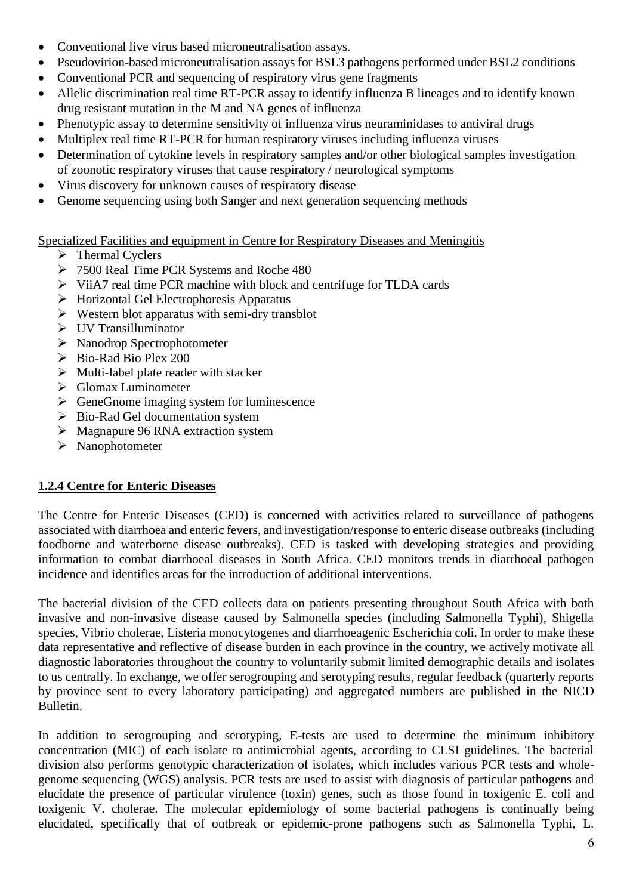- Conventional live virus based microneutralisation assays.
- Pseudovirion-based microneutralisation assays for BSL3 pathogens performed under BSL2 conditions
- Conventional PCR and sequencing of respiratory virus gene fragments
- Allelic discrimination real time RT-PCR assay to identify influenza B lineages and to identify known drug resistant mutation in the M and NA genes of influenza
- Phenotypic assay to determine sensitivity of influenza virus neuraminidases to antiviral drugs
- Multiplex real time RT-PCR for human respiratory viruses including influenza viruses
- Determination of cytokine levels in respiratory samples and/or other biological samples investigation of zoonotic respiratory viruses that cause respiratory / neurological symptoms
- Virus discovery for unknown causes of respiratory disease
- Genome sequencing using both Sanger and next generation sequencing methods

Specialized Facilities and equipment in Centre for Respiratory Diseases and Meningitis

- Thermal Cyclers
- 7500 Real Time PCR Systems and Roche 480
- ViiA7 real time PCR machine with block and centrifuge for TLDA cards
- Horizontal Gel Electrophoresis Apparatus
- Western blot apparatus with semi-dry transblot
- UV Transilluminator
- Nanodrop Spectrophotometer
- Bio-Rad Bio Plex 200
- Multi-label plate reader with stacker
- Glomax Luminometer
- GeneGnome imaging system for luminescence
- Bio-Rad Gel documentation system
- Magnapure 96 RNA extraction system
- Nanophotometer

### 1.2.4 Centre for Enteric Diseases

The Centre for Enteric Diseases (CED) is concerned with activities related to surveillance of pathogens associated with diarrhoea and enteric fevers, and investigation/response to enteric disease outbreaks (including foodborne and waterborne disease outbreaks). CED is tasked with developing strategies and providing information to combat diarrhoeal diseases in South Africa. CED monitors trends in diarrhoeal pathogen incidence and identifies areas for the introduction of additional interventions.

The bacterial division of the CED collects data on patients presenting throughout South Africa with both invasive and non-invasive disease caused by Salmonella species (including Salmonella Typhi), Shigella species, Vibrio cholerae, Listeria monocytogenes and diarrhoeagenic Escherichia coli. In order to make these data representative and reflective of disease burden in each province in the country, we actively motivate all diagnostic laboratories throughout the country to voluntarily submit limited demographic details and isolates to us centrally. In exchange, we offer serogrouping and serotyping results, regular feedback (quarterly reports by province sent to every laboratory participating) and aggregated numbers are published in the NICD Bulletin.

In addition to serogrouping and serotyping, E-tests are used to determine the minimum inhibitory concentration (MIC) of each isolate to antimicrobial agents, according to CLSI guidelines. The bacterial division also performs genotypic characterization of isolates, which includes various PCR tests and whole-genome sequencing (WGS) analysis. PCR tests are used to assist with diagnosis of particular pathogens and elucidate the presence of particular virulence (toxin) genes, such as those found in toxigenic E. coli and toxigenic V. cholerae. The molecular epidemiology of some bacterial pathogens is continually being elucidated, specifically that of outbreak or epidemic-prone pathogens such as Salmonella Typhi, L.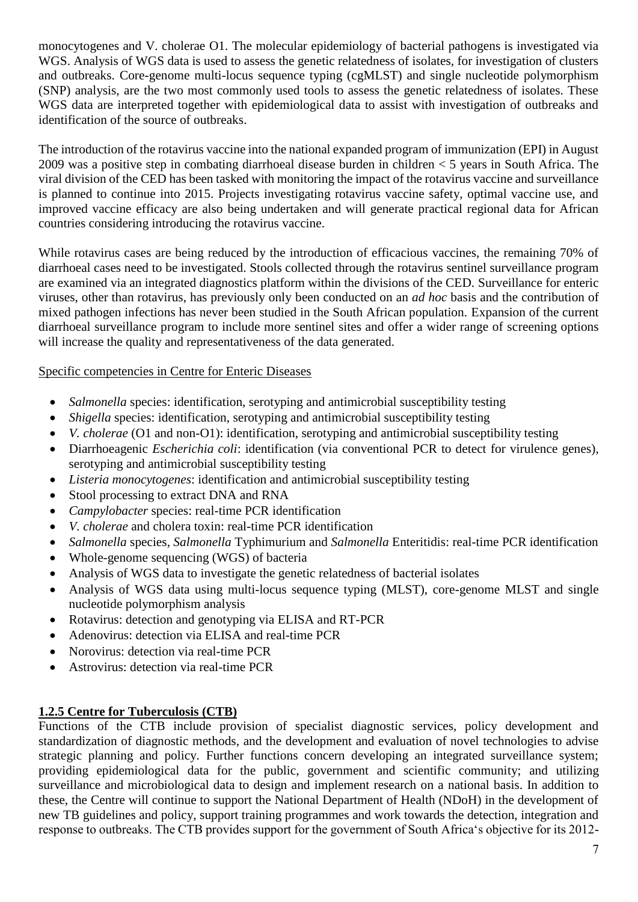monocytogenes and V. cholerae O1. The molecular epidemiology of bacterial pathogens is investigated via WGS. Analysis of WGS data is used to assess the genetic relatedness of isolates, for investigation of clusters and outbreaks. Core-genome multi-locus sequence typing (cgMLST) and single nucleotide polymorphism (SNP) analysis, are the two most commonly used tools to assess the genetic relatedness of isolates. These WGS data are interpreted together with epidemiological data to assist with investigation of outbreaks and identification of the source of outbreaks.

The introduction of the rotavirus vaccine into the national expanded program of immunization (EPI) in August 2009 was a positive step in combating diarrhoeal disease burden in children < 5 years in South Africa. The viral division of the CED has been tasked with monitoring the impact of the rotavirus vaccine and surveillance is planned to continue into 2015. Projects investigating rotavirus vaccine safety, optimal vaccine use, and improved vaccine efficacy are also being undertaken and will generate practical regional data for African countries considering introducing the rotavirus vaccine.

While rotavirus cases are being reduced by the introduction of efficacious vaccines, the remaining 70% of diarrhoeal cases need to be investigated. Stools collected through the rotavirus sentinel surveillance program are examined via an integrated diagnostics platform within the divisions of the CED. Surveillance for enteric viruses, other than rotavirus, has previously only been conducted on an *ad hoc* basis and the contribution of mixed pathogen infections has never been studied in the South African population. Expansion of the current diarrhoeal surveillance program to include more sentinel sites and offer a wider range of screening options will increase the quality and representativeness of the data generated.

Specific competencies in Centre for Enteric Diseases

- *Salmonella* species: identification, serotyping and antimicrobial susceptibility testing
- *Shigella* species: identification, serotyping and antimicrobial susceptibility testing
- *V. cholerae* (O1 and non-O1): identification, serotyping and antimicrobial susceptibility testing
- Diarrhoeagenic *Escherichia coli*: identification (via conventional PCR to detect for virulence genes), serotyping and antimicrobial susceptibility testing
- *Listeria monocytogenes*: identification and antimicrobial susceptibility testing
- Stool processing to extract DNA and RNA
- *Campylobacter* species: real-time PCR identification
- *V. cholerae* and cholera toxin: real-time PCR identification
- *Salmonella* species, *Salmonella* Typhimurium and *Salmonella* Enteritidis: real-time PCR identification
- Whole-genome sequencing (WGS) of bacteria
- Analysis of WGS data to investigate the genetic relatedness of bacterial isolates
- Analysis of WGS data using multi-locus sequence typing (MLST), core-genome MLST and single nucleotide polymorphism analysis
- Rotavirus: detection and genotyping via ELISA and RT-PCR
- Adenovirus: detection via ELISA and real-time PCR
- Norovirus: detection via real-time PCR
- Astrovirus: detection via real-time PCR

### 1.2.5 Centre for Tuberculosis (CTB)

Functions of the CTB include provision of specialist diagnostic services, policy development and standardization of diagnostic methods, and the development and evaluation of novel technologies to advise strategic planning and policy. Further functions concern developing an integrated surveillance system; providing epidemiological data for the public, government and scientific community; and utilizing surveillance and microbiological data to design and implement research on a national basis. In addition to these, the Centre will continue to support the National Department of Health (NDoH) in the development of new TB guidelines and policy, support training programmes and work towards the detection, integration and response to outbreaks. The CTB provides support for the government of South Africa's objective for its 2012-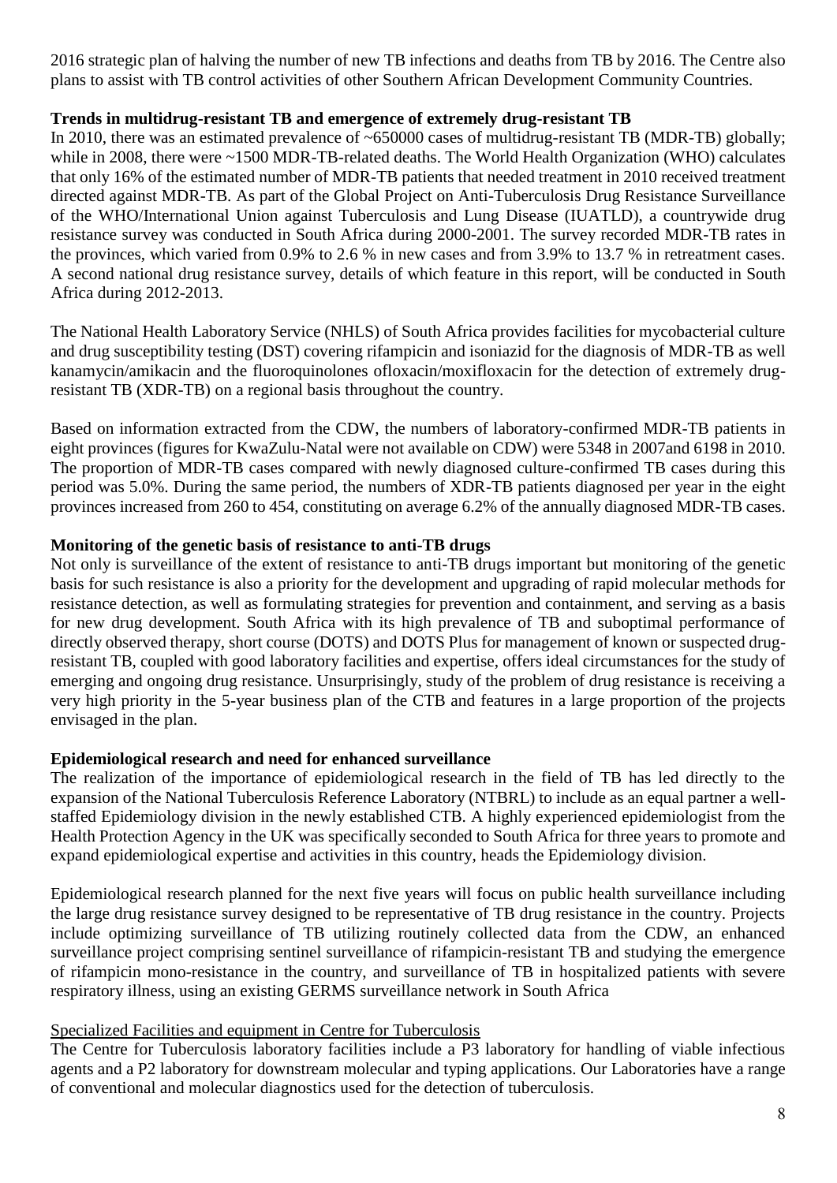2016 strategic plan of halving the number of new TB infections and deaths from TB by 2016. The Centre also plans to assist with TB control activities of other Southern African Development Community Countries.

**Trends in multidrug-resistant TB and emergence of extremely drug-resistant TB**

In 2010, there was an estimated prevalence of ~650000 cases of multidrug-resistant TB (MDR-TB) globally; while in 2008, there were ~1500 MDR-TB-related deaths. The World Health Organization (WHO) calculates that only 16% of the estimated number of MDR-TB patients that needed treatment in 2010 received treatment directed against MDR-TB. As part of the Global Project on Anti-Tuberculosis Drug Resistance Surveillance of the WHO/International Union against Tuberculosis and Lung Disease (IUATLD), a countrywide drug resistance survey was conducted in South Africa during 2000-2001. The survey recorded MDR-TB rates in the provinces, which varied from 0.9% to 2.6 % in new cases and from 3.9% to 13.7 % in retreatment cases. A second national drug resistance survey, details of which feature in this report, will be conducted in South Africa during 2012-2013.

The National Health Laboratory Service (NHLS) of South Africa provides facilities for mycobacterial culture and drug susceptibility testing (DST) covering rifampicin and isoniazid for the diagnosis of MDR-TB as well kanamycin/amikacin and the fluoroquinolones ofloxacin/moxifloxacin for the detection of extremely drug-resistant TB (XDR-TB) on a regional basis throughout the country.

Based on information extracted from the CDW, the numbers of laboratory-confirmed MDR-TB patients in eight provinces (figures for KwaZulu-Natal were not available on CDW) were 5348 in 2007and 6198 in 2010. The proportion of MDR-TB cases compared with newly diagnosed culture-confirmed TB cases during this period was 5.0%. During the same period, the numbers of XDR-TB patients diagnosed per year in the eight provinces increased from 260 to 454, constituting on average 6.2% of the annually diagnosed MDR-TB cases.

**Monitoring of the genetic basis of resistance to anti-TB drugs**

Not only is surveillance of the extent of resistance to anti-TB drugs important but monitoring of the genetic basis for such resistance is also a priority for the development and upgrading of rapid molecular methods for resistance detection, as well as formulating strategies for prevention and containment, and serving as a basis for new drug development. South Africa with its high prevalence of TB and suboptimal performance of directly observed therapy, short course (DOTS) and DOTS Plus for management of known or suspected drug-resistant TB, coupled with good laboratory facilities and expertise, offers ideal circumstances for the study of emerging and ongoing drug resistance. Unsurprisingly, study of the problem of drug resistance is receiving a very high priority in the 5-year business plan of the CTB and features in a large proportion of the projects envisaged in the plan.

**Epidemiological research and need for enhanced surveillance**

The realization of the importance of epidemiological research in the field of TB has led directly to the expansion of the National Tuberculosis Reference Laboratory (NTBRL) to include as an equal partner a well-staffed Epidemiology division in the newly established CTB. A highly experienced epidemiologist from the Health Protection Agency in the UK was specifically seconded to South Africa for three years to promote and expand epidemiological expertise and activities in this country, heads the Epidemiology division.

Epidemiological research planned for the next five years will focus on public health surveillance including the large drug resistance survey designed to be representative of TB drug resistance in the country. Projects include optimizing surveillance of TB utilizing routinely collected data from the CDW, an enhanced surveillance project comprising sentinel surveillance of rifampicin-resistant TB and studying the emergence of rifampicin mono-resistance in the country, and surveillance of TB in hospitalized patients with severe respiratory illness, using an existing GERMS surveillance network in South Africa

Specialized Facilities and equipment in Centre for Tuberculosis

The Centre for Tuberculosis laboratory facilities include a P3 laboratory for handling of viable infectious agents and a P2 laboratory for downstream molecular and typing applications. Our Laboratories have a range of conventional and molecular diagnostics used for the detection of tuberculosis.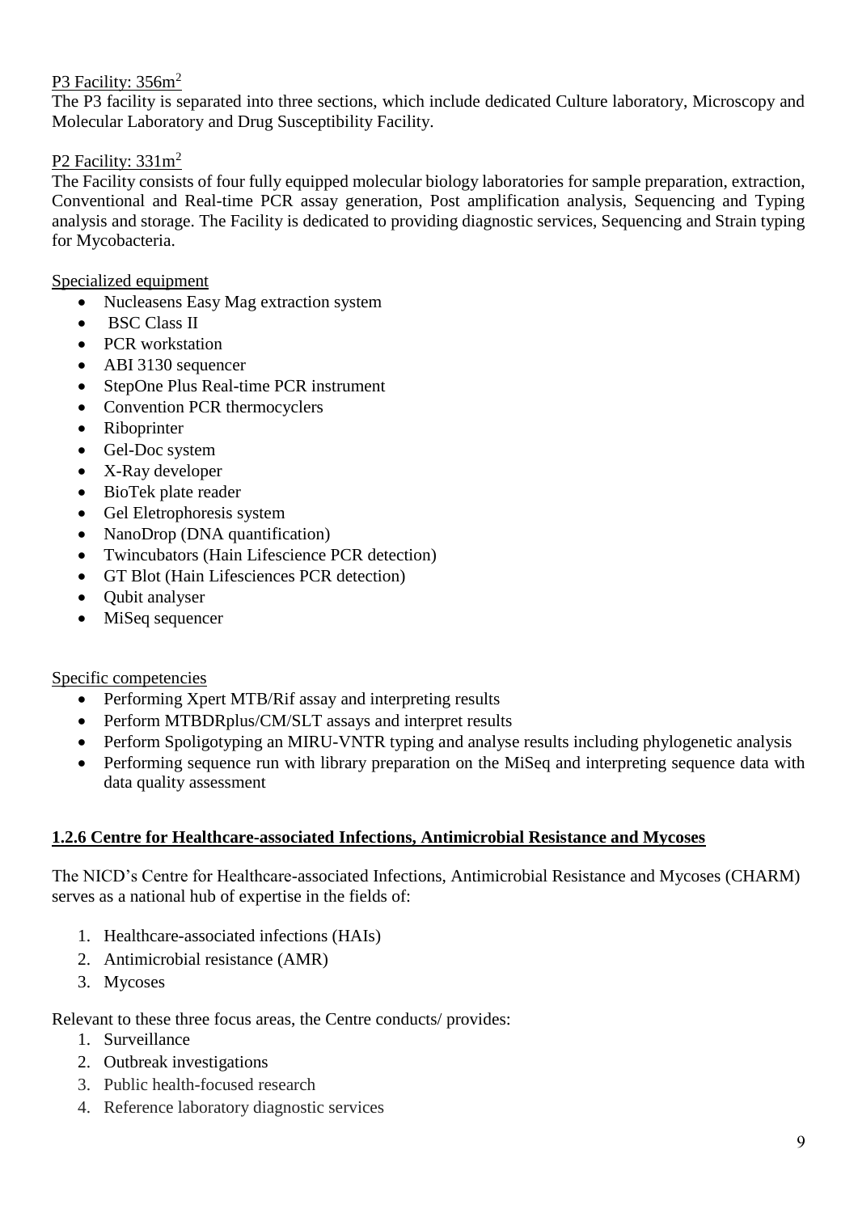P3 Facility: $356m^2$

The P3 facility is separated into three sections, which include dedicated Culture laboratory, Microscopy and Molecular Laboratory and Drug Susceptibility Facility.

P2 Facility: $331m^2$

The Facility consists of four fully equipped molecular biology laboratories for sample preparation, extraction, Conventional and Real-time PCR assay generation, Post amplification analysis, Sequencing and Typing analysis and storage. The Facility is dedicated to providing diagnostic services, Sequencing and Strain typing for Mycobacteria.

Specialized equipment

- Nucleasens Easy Mag extraction system
- BSC Class II
- PCR workstation
- ABI 3130 sequencer
- StepOne Plus Real-time PCR instrument
- Convention PCR thermocyclers
- Riboprinter
- Gel-Doc system
- X-Ray developer
- BioTek plate reader
- Gel Eletrophoresis system
- NanoDrop (DNA quantification)
- Twincubators (Hain Lifescience PCR detection)
- GT Blot (Hain Lifesciences PCR detection)
- Qubit analyser
- MiSeq sequencer

Specific competencies

- Performing Xpert MTB/Rif assay and interpreting results
- Perform MTBDRplus/CM/SLT assays and interpret results
- Perform Spoligotyping an MIRU-VNTR typing and analyse results including phylogenetic analysis
- Performing sequence run with library preparation on the MiSeq and interpreting sequence data with data quality assessment

### 1.2.6 Centre for Healthcare-associated Infections, Antimicrobial Resistance and Mycoses

The NICD's Centre for Healthcare-associated Infections, Antimicrobial Resistance and Mycoses (CHARM) serves as a national hub of expertise in the fields of:

1. Healthcare-associated infections (HAIs)
2. Antimicrobial resistance (AMR)
3. Mycoses

Relevant to these three focus areas, the Centre conducts/ provides:

1. Surveillance
2. Outbreak investigations
3. Public health-focused research
4. Reference laboratory diagnostic services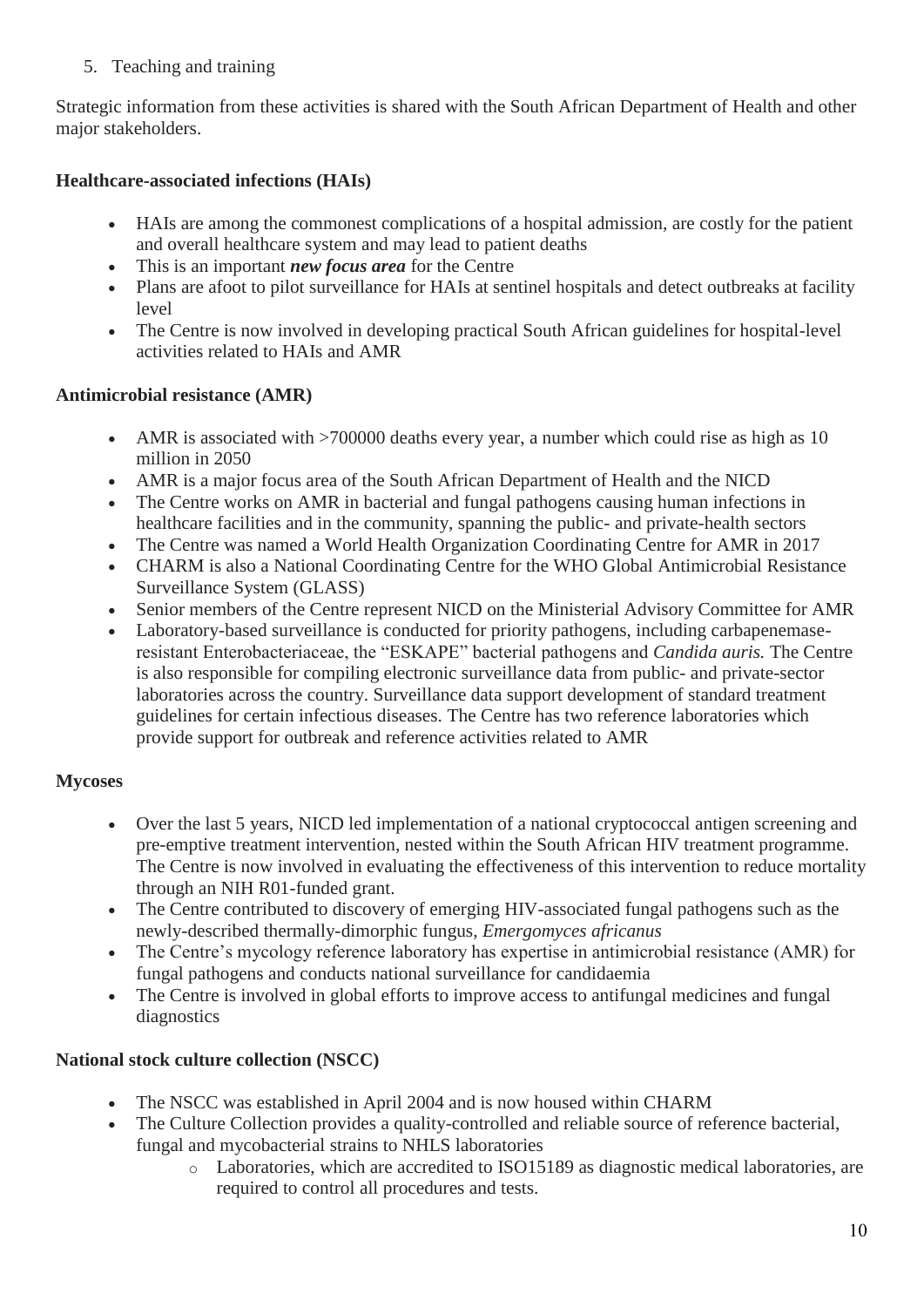5. Teaching and training

Strategic information from these activities is shared with the South African Department of Health and other major stakeholders.

**Healthcare-associated infections (HAIs)**

- HAIs are among the commonest complications of a hospital admission, are costly for the patient and overall healthcare system and may lead to patient deaths
- This is an important ***new focus area*** for the Centre
- Plans are afoot to pilot surveillance for HAIs at sentinel hospitals and detect outbreaks at facility level
- The Centre is now involved in developing practical South African guidelines for hospital-level activities related to HAIs and AMR

**Antimicrobial resistance (AMR)**

- AMR is associated with >700000 deaths every year, a number which could rise as high as 10 million in 2050
- AMR is a major focus area of the South African Department of Health and the NICD
- The Centre works on AMR in bacterial and fungal pathogens causing human infections in healthcare facilities and in the community, spanning the public- and private-health sectors
- The Centre was named a World Health Organization Coordinating Centre for AMR in 2017
- CHARM is also a National Coordinating Centre for the WHO Global Antimicrobial Resistance Surveillance System (GLASS)
- Senior members of the Centre represent NICD on the Ministerial Advisory Committee for AMR
- Laboratory-based surveillance is conducted for priority pathogens, including carbapenemase-resistant Enterobacteriaceae, the "ESKAPE" bacterial pathogens and *Candida auris.* The Centre is also responsible for compiling electronic surveillance data from public- and private-sector laboratories across the country. Surveillance data support development of standard treatment guidelines for certain infectious diseases. The Centre has two reference laboratories which provide support for outbreak and reference activities related to AMR

**Mycoses**

- Over the last 5 years, NICD led implementation of a national cryptococcal antigen screening and pre-emptive treatment intervention, nested within the South African HIV treatment programme. The Centre is now involved in evaluating the effectiveness of this intervention to reduce mortality through an NIH R01-funded grant.
- The Centre contributed to discovery of emerging HIV-associated fungal pathogens such as the newly-described thermally-dimorphic fungus, *Emergomyces africanus*
- The Centre's mycology reference laboratory has expertise in antimicrobial resistance (AMR) for fungal pathogens and conducts national surveillance for candidaemia
- The Centre is involved in global efforts to improve access to antifungal medicines and fungal diagnostics

**National stock culture collection (NSCC)**

- The NSCC was established in April 2004 and is now housed within CHARM
- The Culture Collection provides a quality-controlled and reliable source of reference bacterial, fungal and mycobacterial strains to NHLS laboratories
  - Laboratories, which are accredited to ISO15189 as diagnostic medical laboratories, are required to control all procedures and tests.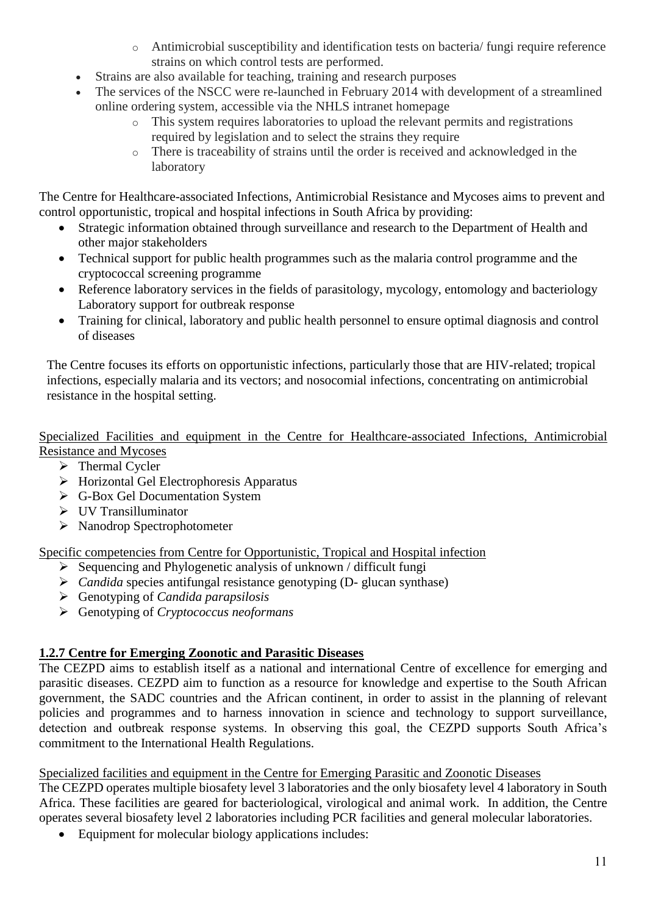- Antimicrobial susceptibility and identification tests on bacteria/ fungi require reference strains on which control tests are performed.
- Strains are also available for teaching, training and research purposes
- The services of the NSCC were re-launched in February 2014 with development of a streamlined online ordering system, accessible via the NHLS intranet homepage
    - This system requires laboratories to upload the relevant permits and registrations required by legislation and to select the strains they require
    - There is traceability of strains until the order is received and acknowledged in the laboratory

The Centre for Healthcare-associated Infections, Antimicrobial Resistance and Mycoses aims to prevent and control opportunistic, tropical and hospital infections in South Africa by providing:

- Strategic information obtained through surveillance and research to the Department of Health and other major stakeholders
- Technical support for public health programmes such as the malaria control programme and the cryptococcal screening programme
- Reference laboratory services in the fields of parasitology, mycology, entomology and bacteriology Laboratory support for outbreak response
- Training for clinical, laboratory and public health personnel to ensure optimal diagnosis and control of diseases

The Centre focuses its efforts on opportunistic infections, particularly those that are HIV-related; tropical infections, especially malaria and its vectors; and nosocomial infections, concentrating on antimicrobial resistance in the hospital setting.

<u>Specialized Facilities and equipment in the Centre for Healthcare-associated Infections, Antimicrobial Resistance and Mycoses</u>

- Thermal Cycler
- Horizontal Gel Electrophoresis Apparatus
- G-Box Gel Documentation System
- UV Transilluminator
- Nanodrop Spectrophotometer

<u>Specific competencies from Centre for Opportunistic, Tropical and Hospital infection</u>

- Sequencing and Phylogenetic analysis of unknown / difficult fungi
- *Candida* species antifungal resistance genotyping (D- glucan synthase)
- Genotyping of *Candida parapsilosis*
- Genotyping of *Cryptococcus neoformans*

### **1.2.7 Centre for Emerging Zoonotic and Parasitic Diseases**

The CEZPD aims to establish itself as a national and international Centre of excellence for emerging and parasitic diseases. CEZPD aim to function as a resource for knowledge and expertise to the South African government, the SADC countries and the African continent, in order to assist in the planning of relevant policies and programmes and to harness innovation in science and technology to support surveillance, detection and outbreak response systems. In observing this goal, the CEZPD supports South Africa's commitment to the International Health Regulations.

<u>Specialized facilities and equipment in the Centre for Emerging Parasitic and Zoonotic Diseases</u>

The CEZPD operates multiple biosafety level 3 laboratories and the only biosafety level 4 laboratory in South Africa. These facilities are geared for bacteriological, virological and animal work. In addition, the Centre operates several biosafety level 2 laboratories including PCR facilities and general molecular laboratories.

- Equipment for molecular biology applications includes: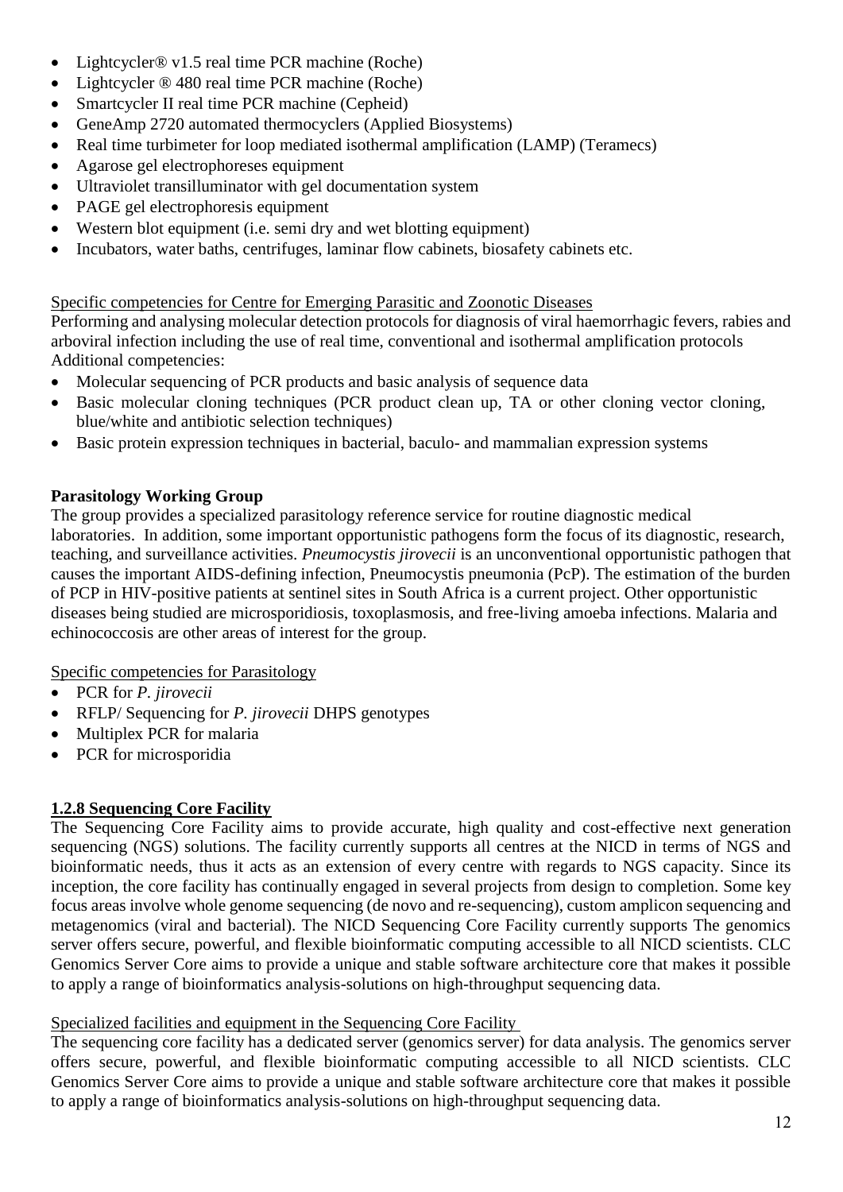- Lightcycler® v1.5 real time PCR machine (Roche)
- Lightcycler ® 480 real time PCR machine (Roche)
- Smartcycler II real time PCR machine (Cepheid)
- GeneAmp 2720 automated thermocyclers (Applied Biosystems)
- Real time turbimeter for loop mediated isothermal amplification (LAMP) (Teramecs)
- Agarose gel electrophoreses equipment
- Ultraviolet transilluminator with gel documentation system
- PAGE gel electrophoresis equipment
- Western blot equipment (i.e. semi dry and wet blotting equipment)
- Incubators, water baths, centrifuges, laminar flow cabinets, biosafety cabinets etc.

Specific competencies for Centre for Emerging Parasitic and Zoonotic Diseases

Performing and analysing molecular detection protocols for diagnosis of viral haemorrhagic fevers, rabies and arboviral infection including the use of real time, conventional and isothermal amplification protocols

Additional competencies:

- Molecular sequencing of PCR products and basic analysis of sequence data
- Basic molecular cloning techniques (PCR product clean up, TA or other cloning vector cloning, blue/white and antibiotic selection techniques)
- Basic protein expression techniques in bacterial, baculo- and mammalian expression systems

**Parasitology Working Group**

The group provides a specialized parasitology reference service for routine diagnostic medical laboratories. In addition, some important opportunistic pathogens form the focus of its diagnostic, research, teaching, and surveillance activities. *Pneumocystis jirovecii* is an unconventional opportunistic pathogen that causes the important AIDS-defining infection, Pneumocystis pneumonia (PcP). The estimation of the burden of PCP in HIV-positive patients at sentinel sites in South Africa is a current project. Other opportunistic diseases being studied are microsporidiosis, toxoplasmosis, and free-living amoeba infections. Malaria and echinococcosis are other areas of interest for the group.

Specific competencies for Parasitology

- PCR for *P. jirovecii*
- RFLP/ Sequencing for *P. jirovecii* DHPS genotypes
- Multiplex PCR for malaria
- PCR for microsporidia

### 1.2.8 Sequencing Core Facility

The Sequencing Core Facility aims to provide accurate, high quality and cost-effective next generation sequencing (NGS) solutions. The facility currently supports all centres at the NICD in terms of NGS and bioinformatic needs, thus it acts as an extension of every centre with regards to NGS capacity. Since its inception, the core facility has continually engaged in several projects from design to completion. Some key focus areas involve whole genome sequencing (de novo and re-sequencing), custom amplicon sequencing and metagenomics (viral and bacterial). The NICD Sequencing Core Facility currently supports The genomics server offers secure, powerful, and flexible bioinformatic computing accessible to all NICD scientists. CLC Genomics Server Core aims to provide a unique and stable software architecture core that makes it possible to apply a range of bioinformatics analysis-solutions on high-throughput sequencing data.

Specialized facilities and equipment in the Sequencing Core Facility

The sequencing core facility has a dedicated server (genomics server) for data analysis. The genomics server offers secure, powerful, and flexible bioinformatic computing accessible to all NICD scientists. CLC Genomics Server Core aims to provide a unique and stable software architecture core that makes it possible to apply a range of bioinformatics analysis-solutions on high-throughput sequencing data.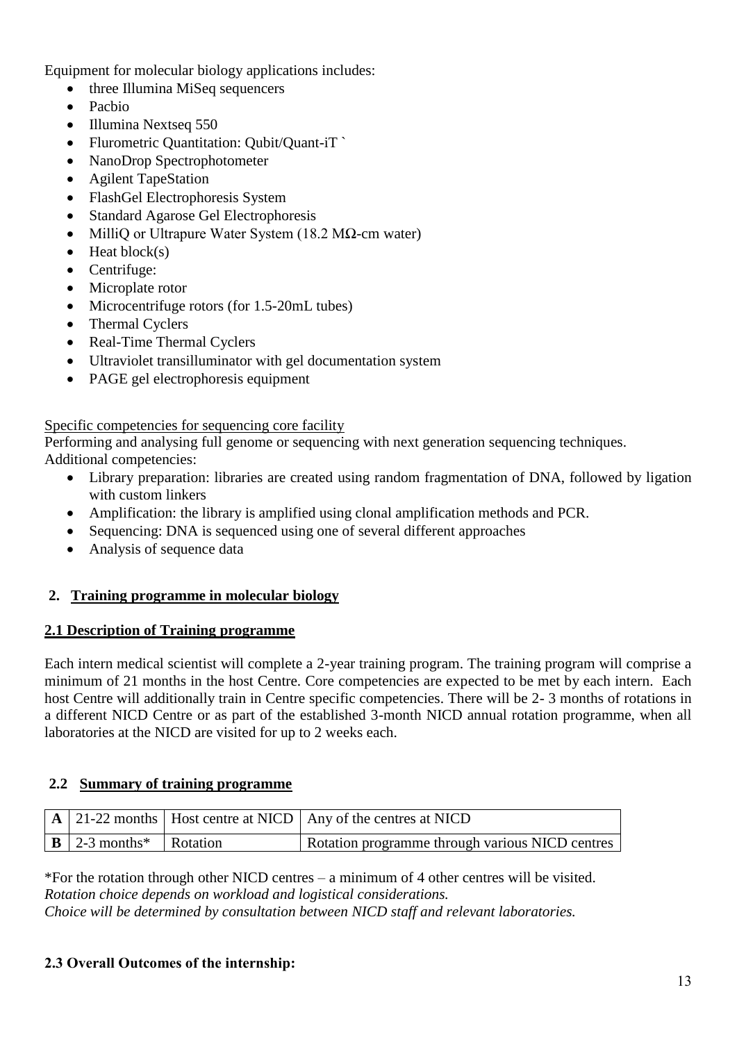Equipment for molecular biology applications includes:

- three Illumina MiSeq sequencers
- Pacbio
- Illumina Nextseq 550
- Flurometric Quantitation: Qubit/Quant-iT `
- NanoDrop Spectrophotometer
- Agilent TapeStation
- FlashGel Electrophoresis System
- Standard Agarose Gel Electrophoresis
- MilliQ or Ultrapure Water System (18.2 MΩ-cm water)
- Heat block(s)
- Centrifuge:
- Microplate rotor
- Microcentrifuge rotors (for 1.5-20mL tubes)
- Thermal Cyclers
- Real-Time Thermal Cyclers
- Ultraviolet transilluminator with gel documentation system
- PAGE gel electrophoresis equipment

Specific competencies for sequencing core facility

Performing and analysing full genome or sequencing with next generation sequencing techniques.
Additional competencies:

- Library preparation: libraries are created using random fragmentation of DNA, followed by ligation with custom linkers
- Amplification: the library is amplified using clonal amplification methods and PCR.
- Sequencing: DNA is sequenced using one of several different approaches
- Analysis of sequence data

## 2. Training programme in molecular biology

### 2.1 Description of Training programme

Each intern medical scientist will complete a 2-year training program. The training program will comprise a minimum of 21 months in the host Centre. Core competencies are expected to be met by each intern. Each host Centre will additionally train in Centre specific competencies. There will be 2- 3 months of rotations in a different NICD Centre or as part of the established 3-month NICD annual rotation programme, when all laboratories at the NICD are visited for up to 2 weeks each.

### 2.2 Summary of training programme

| | | | |
|---|---|---|---|
| **A** | 21-22 months | Host centre at NICD | Any of the centres at NICD |
| **B** | 2-3 months* | Rotation | Rotation programme through various NICD centres |

*For the rotation through other NICD centres – a minimum of 4 other centres will be visited.
*Rotation choice depends on workload and logistical considerations.*
*Choice will be determined by consultation between NICD staff and relevant laboratories.*

### 2.3 Overall Outcomes of the internship: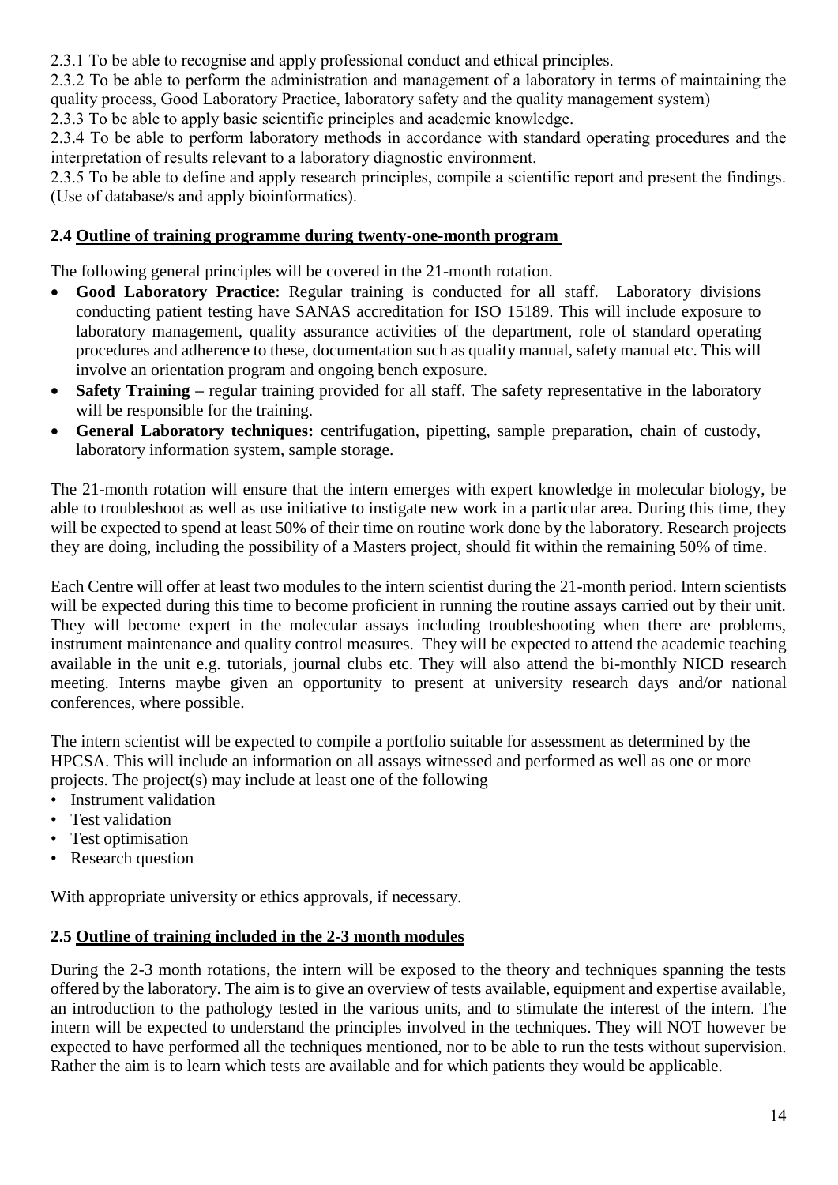2.3.1 To be able to recognise and apply professional conduct and ethical principles.

2.3.2 To be able to perform the administration and management of a laboratory in terms of maintaining the quality process, Good Laboratory Practice, laboratory safety and the quality management system)

2.3.3 To be able to apply basic scientific principles and academic knowledge.

2.3.4 To be able to perform laboratory methods in accordance with standard operating procedures and the interpretation of results relevant to a laboratory diagnostic environment.

2.3.5 To be able to define and apply research principles, compile a scientific report and present the findings. (Use of database/s and apply bioinformatics).

### 2.4 Outline of training programme during twenty-one-month program

The following general principles will be covered in the 21-month rotation.

- **Good Laboratory Practice**: Regular training is conducted for all staff. Laboratory divisions conducting patient testing have SANAS accreditation for ISO 15189. This will include exposure to laboratory management, quality assurance activities of the department, role of standard operating procedures and adherence to these, documentation such as quality manual, safety manual etc. This will involve an orientation program and ongoing bench exposure.
- **Safety Training –** regular training provided for all staff. The safety representative in the laboratory will be responsible for the training.
- **General Laboratory techniques:** centrifugation, pipetting, sample preparation, chain of custody, laboratory information system, sample storage.

The 21-month rotation will ensure that the intern emerges with expert knowledge in molecular biology, be able to troubleshoot as well as use initiative to instigate new work in a particular area. During this time, they will be expected to spend at least 50% of their time on routine work done by the laboratory. Research projects they are doing, including the possibility of a Masters project, should fit within the remaining 50% of time.

Each Centre will offer at least two modules to the intern scientist during the 21-month period. Intern scientists will be expected during this time to become proficient in running the routine assays carried out by their unit. They will become expert in the molecular assays including troubleshooting when there are problems, instrument maintenance and quality control measures. They will be expected to attend the academic teaching available in the unit e.g. tutorials, journal clubs etc. They will also attend the bi-monthly NICD research meeting. Interns maybe given an opportunity to present at university research days and/or national conferences, where possible.

The intern scientist will be expected to compile a portfolio suitable for assessment as determined by the HPCSA. This will include an information on all assays witnessed and performed as well as one or more projects. The project(s) may include at least one of the following

- Instrument validation
- Test validation
- Test optimisation
- Research question

With appropriate university or ethics approvals, if necessary.

### 2.5 Outline of training included in the 2-3 month modules

During the 2-3 month rotations, the intern will be exposed to the theory and techniques spanning the tests offered by the laboratory. The aim is to give an overview of tests available, equipment and expertise available, an introduction to the pathology tested in the various units, and to stimulate the interest of the intern. The intern will be expected to understand the principles involved in the techniques. They will NOT however be expected to have performed all the techniques mentioned, nor to be able to run the tests without supervision. Rather the aim is to learn which tests are available and for which patients they would be applicable.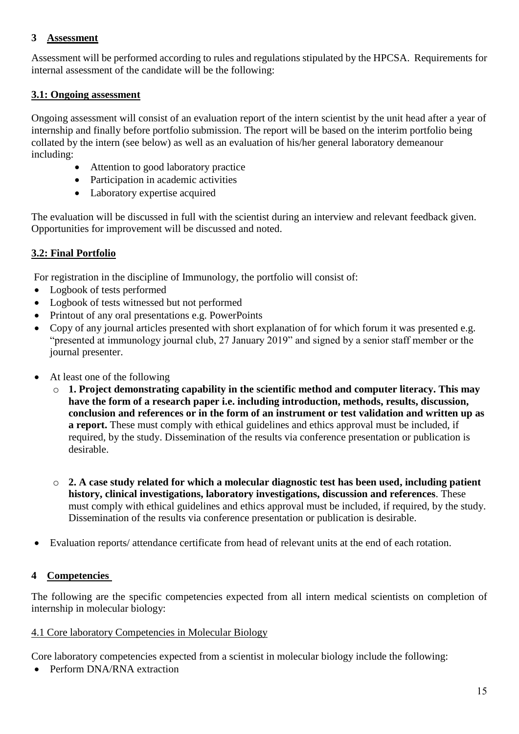## 3 Assessment

Assessment will be performed according to rules and regulations stipulated by the HPCSA. Requirements for internal assessment of the candidate will be the following:

### 3.1: Ongoing assessment

Ongoing assessment will consist of an evaluation report of the intern scientist by the unit head after a year of internship and finally before portfolio submission. The report will be based on the interim portfolio being collated by the intern (see below) as well as an evaluation of his/her general laboratory demeanour including:

- Attention to good laboratory practice
- Participation in academic activities
- Laboratory expertise acquired

The evaluation will be discussed in full with the scientist during an interview and relevant feedback given. Opportunities for improvement will be discussed and noted.

### 3.2: Final Portfolio

For registration in the discipline of Immunology, the portfolio will consist of:

- Logbook of tests performed
- Logbook of tests witnessed but not performed
- Printout of any oral presentations e.g. PowerPoints
- Copy of any journal articles presented with short explanation of for which forum it was presented e.g. "presented at immunology journal club, 27 January 2019" and signed by a senior staff member or the journal presenter.
- At least one of the following
  - **1. Project demonstrating capability in the scientific method and computer literacy. This may have the form of a research paper i.e. including introduction, methods, results, discussion, conclusion and references or in the form of an instrument or test validation and written up as a report.** These must comply with ethical guidelines and ethics approval must be included, if required, by the study. Dissemination of the results via conference presentation or publication is desirable.
  - **2. A case study related for which a molecular diagnostic test has been used, including patient history, clinical investigations, laboratory investigations, discussion and references**. These must comply with ethical guidelines and ethics approval must be included, if required, by the study. Dissemination of the results via conference presentation or publication is desirable.
- Evaluation reports/ attendance certificate from head of relevant units at the end of each rotation.

## 4 Competencies

The following are the specific competencies expected from all intern medical scientists on completion of internship in molecular biology:

### 4.1 Core laboratory Competencies in Molecular Biology

Core laboratory competencies expected from a scientist in molecular biology include the following:

- Perform DNA/RNA extraction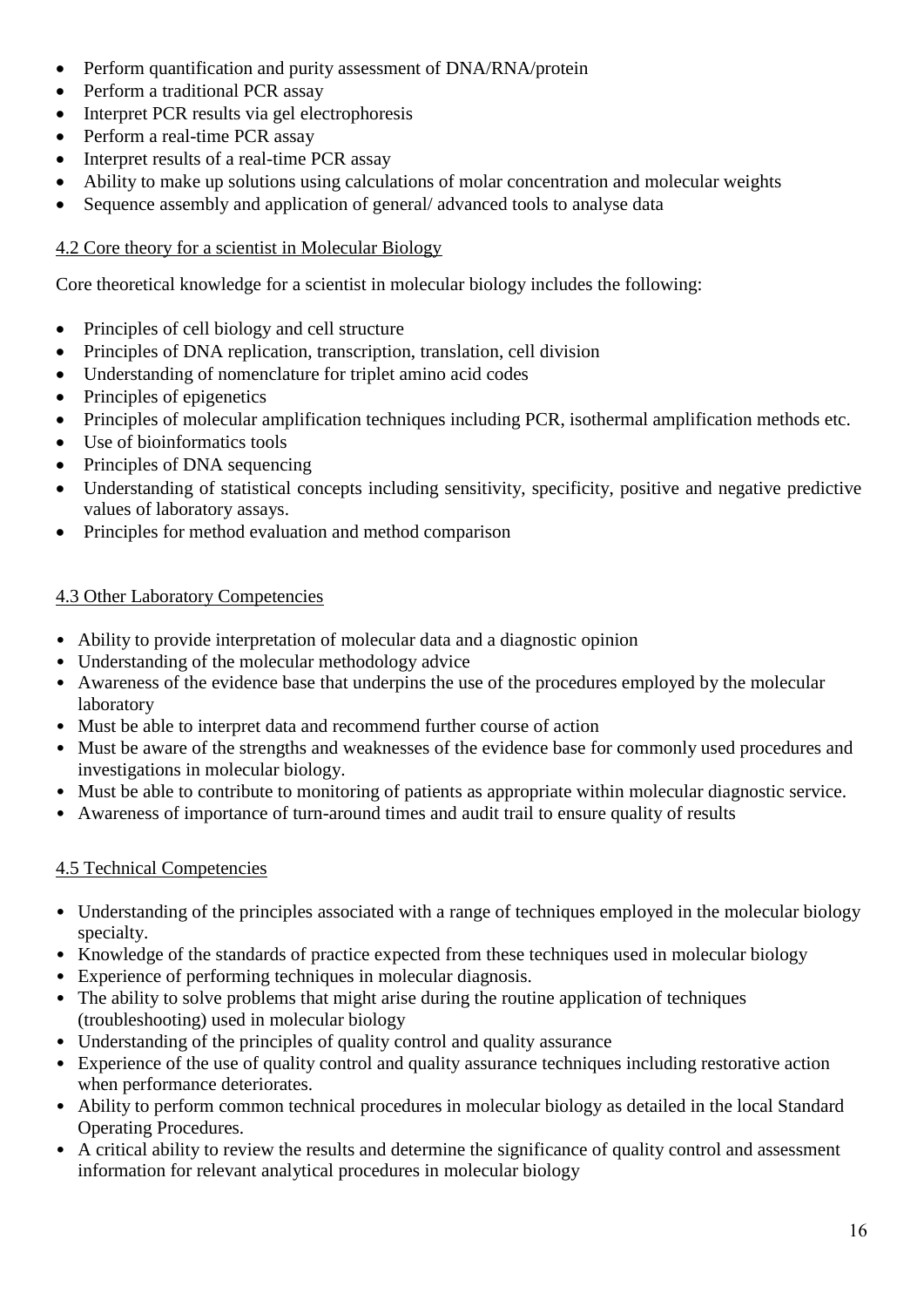- Perform quantification and purity assessment of DNA/RNA/protein
- Perform a traditional PCR assay
- Interpret PCR results via gel electrophoresis
- Perform a real-time PCR assay
- Interpret results of a real-time PCR assay
- Ability to make up solutions using calculations of molar concentration and molecular weights
- Sequence assembly and application of general/ advanced tools to analyse data

### 4.2 Core theory for a scientist in Molecular Biology

Core theoretical knowledge for a scientist in molecular biology includes the following:

- Principles of cell biology and cell structure
- Principles of DNA replication, transcription, translation, cell division
- Understanding of nomenclature for triplet amino acid codes
- Principles of epigenetics
- Principles of molecular amplification techniques including PCR, isothermal amplification methods etc.
- Use of bioinformatics tools
- Principles of DNA sequencing
- Understanding of statistical concepts including sensitivity, specificity, positive and negative predictive values of laboratory assays.
- Principles for method evaluation and method comparison

### 4.3 Other Laboratory Competencies

- Ability to provide interpretation of molecular data and a diagnostic opinion
- Understanding of the molecular methodology advice
- Awareness of the evidence base that underpins the use of the procedures employed by the molecular laboratory
- Must be able to interpret data and recommend further course of action
- Must be aware of the strengths and weaknesses of the evidence base for commonly used procedures and investigations in molecular biology.
- Must be able to contribute to monitoring of patients as appropriate within molecular diagnostic service.
- Awareness of importance of turn-around times and audit trail to ensure quality of results

### 4.5 Technical Competencies

- Understanding of the principles associated with a range of techniques employed in the molecular biology specialty.
- Knowledge of the standards of practice expected from these techniques used in molecular biology
- Experience of performing techniques in molecular diagnosis.
- The ability to solve problems that might arise during the routine application of techniques (troubleshooting) used in molecular biology
- Understanding of the principles of quality control and quality assurance
- Experience of the use of quality control and quality assurance techniques including restorative action when performance deteriorates.
- Ability to perform common technical procedures in molecular biology as detailed in the local Standard Operating Procedures.
- A critical ability to review the results and determine the significance of quality control and assessment information for relevant analytical procedures in molecular biology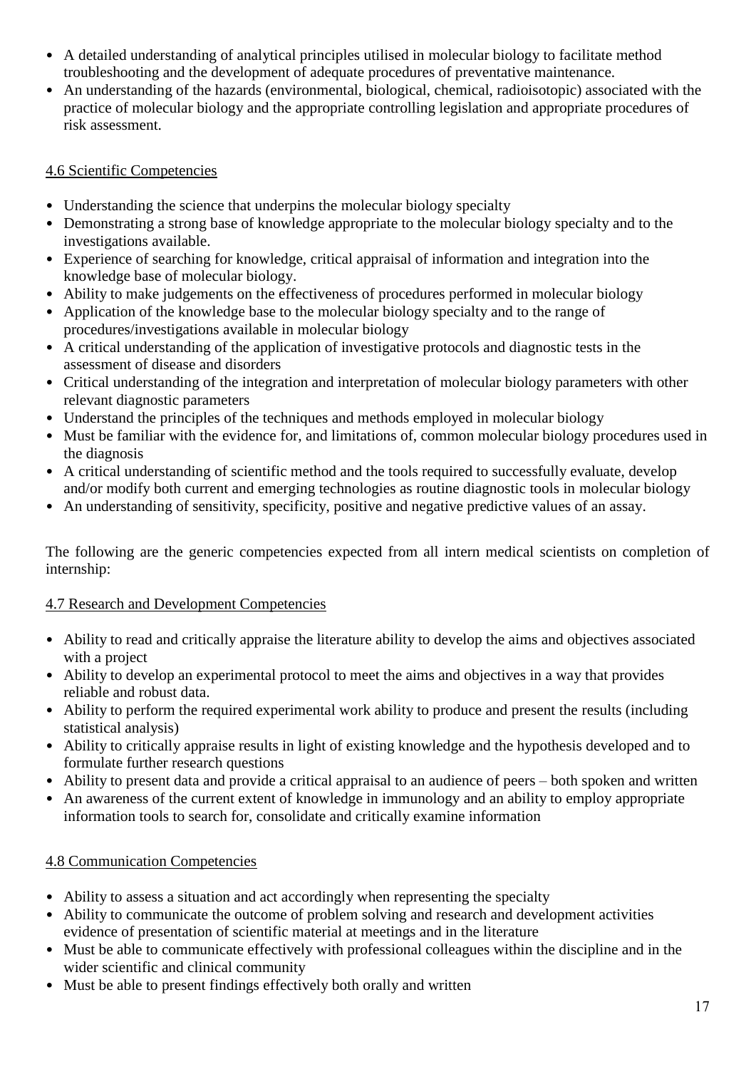- A detailed understanding of analytical principles utilised in molecular biology to facilitate method troubleshooting and the development of adequate procedures of preventative maintenance.
- An understanding of the hazards (environmental, biological, chemical, radioisotopic) associated with the practice of molecular biology and the appropriate controlling legislation and appropriate procedures of risk assessment.

## 4.6 Scientific Competencies

- Understanding the science that underpins the molecular biology specialty
- Demonstrating a strong base of knowledge appropriate to the molecular biology specialty and to the investigations available.
- Experience of searching for knowledge, critical appraisal of information and integration into the knowledge base of molecular biology.
- Ability to make judgements on the effectiveness of procedures performed in molecular biology
- Application of the knowledge base to the molecular biology specialty and to the range of procedures/investigations available in molecular biology
- A critical understanding of the application of investigative protocols and diagnostic tests in the assessment of disease and disorders
- Critical understanding of the integration and interpretation of molecular biology parameters with other relevant diagnostic parameters
- Understand the principles of the techniques and methods employed in molecular biology
- Must be familiar with the evidence for, and limitations of, common molecular biology procedures used in the diagnosis
- A critical understanding of scientific method and the tools required to successfully evaluate, develop and/or modify both current and emerging technologies as routine diagnostic tools in molecular biology
- An understanding of sensitivity, specificity, positive and negative predictive values of an assay.

The following are the generic competencies expected from all intern medical scientists on completion of internship:

## 4.7 Research and Development Competencies

- Ability to read and critically appraise the literature ability to develop the aims and objectives associated with a project
- Ability to develop an experimental protocol to meet the aims and objectives in a way that provides reliable and robust data.
- Ability to perform the required experimental work ability to produce and present the results (including statistical analysis)
- Ability to critically appraise results in light of existing knowledge and the hypothesis developed and to formulate further research questions
- Ability to present data and provide a critical appraisal to an audience of peers – both spoken and written
- An awareness of the current extent of knowledge in immunology and an ability to employ appropriate information tools to search for, consolidate and critically examine information

## 4.8 Communication Competencies

- Ability to assess a situation and act accordingly when representing the specialty
- Ability to communicate the outcome of problem solving and research and development activities evidence of presentation of scientific material at meetings and in the literature
- Must be able to communicate effectively with professional colleagues within the discipline and in the wider scientific and clinical community
- Must be able to present findings effectively both orally and written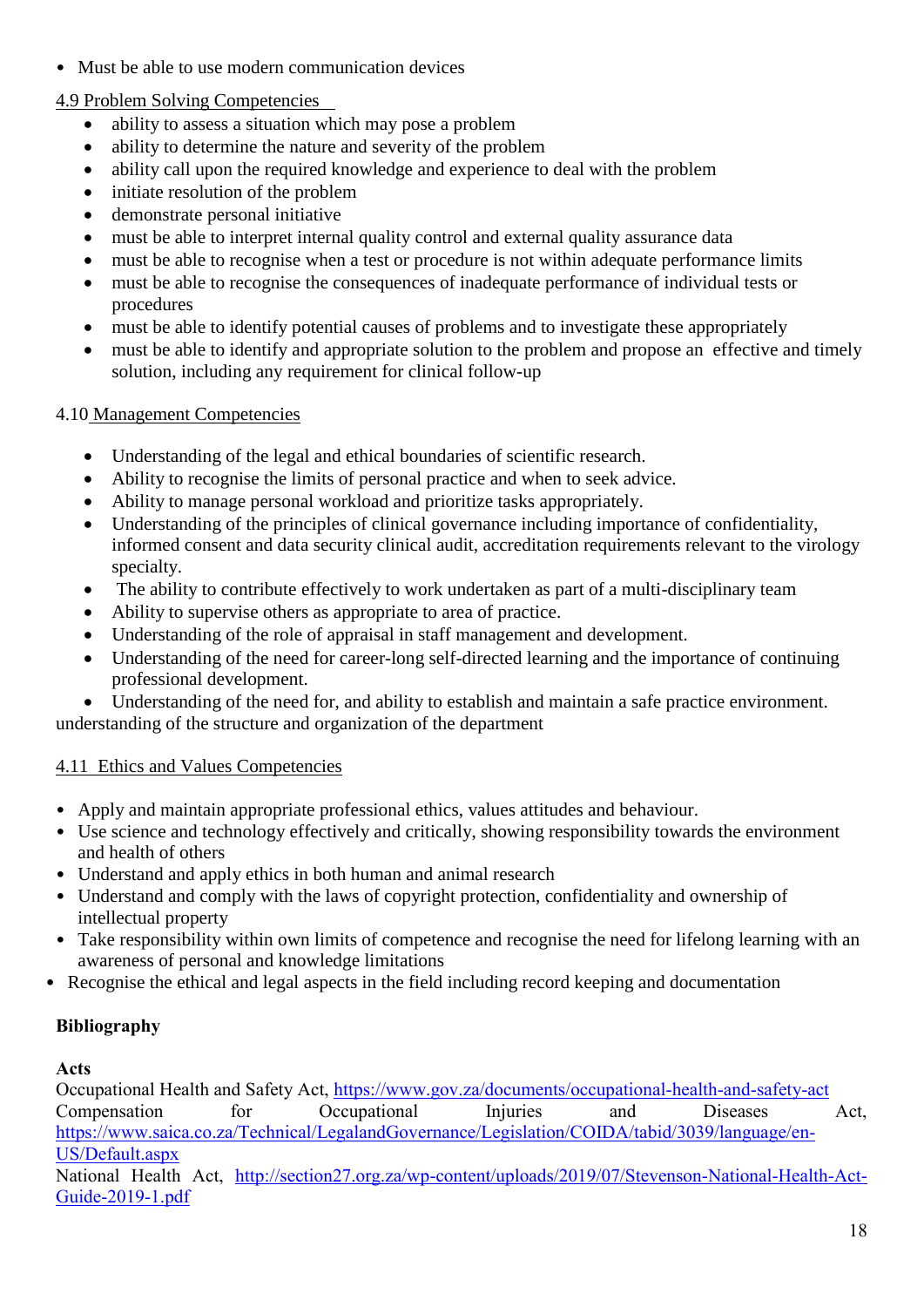- Must be able to use modern communication devices

4.9 Problem Solving Competencies

- ability to assess a situation which may pose a problem
- ability to determine the nature and severity of the problem
- ability call upon the required knowledge and experience to deal with the problem
- initiate resolution of the problem
- demonstrate personal initiative
- must be able to interpret internal quality control and external quality assurance data
- must be able to recognise when a test or procedure is not within adequate performance limits
- must be able to recognise the consequences of inadequate performance of individual tests or procedures
- must be able to identify potential causes of problems and to investigate these appropriately
- must be able to identify and appropriate solution to the problem and propose an effective and timely solution, including any requirement for clinical follow-up

4.10 Management Competencies

- Understanding of the legal and ethical boundaries of scientific research.
- Ability to recognise the limits of personal practice and when to seek advice.
- Ability to manage personal workload and prioritize tasks appropriately.
- Understanding of the principles of clinical governance including importance of confidentiality, informed consent and data security clinical audit, accreditation requirements relevant to the virology specialty.
- The ability to contribute effectively to work undertaken as part of a multi-disciplinary team
- Ability to supervise others as appropriate to area of practice.
- Understanding of the role of appraisal in staff management and development.
- Understanding of the need for career-long self-directed learning and the importance of continuing professional development.
- Understanding of the need for, and ability to establish and maintain a safe practice environment.

understanding of the structure and organization of the department

4.11 Ethics and Values Competencies

- Apply and maintain appropriate professional ethics, values attitudes and behaviour.
- Use science and technology effectively and critically, showing responsibility towards the environment and health of others
- Understand and apply ethics in both human and animal research
- Understand and comply with the laws of copyright protection, confidentiality and ownership of intellectual property
- Take responsibility within own limits of competence and recognise the need for lifelong learning with an awareness of personal and knowledge limitations
- Recognise the ethical and legal aspects in the field including record keeping and documentation

**Bibliography**

**Acts**

Occupational Health and Safety Act, https://www.gov.za/documents/occupational-health-and-safety-act
Compensation for Occupational Injuries and Diseases Act, https://www.saica.co.za/Technical/LegalandGovernance/Legislation/COIDA/tabid/3039/language/en-US/Default.aspx
National Health Act, http://section27.org.za/wp-content/uploads/2019/07/Stevenson-National-Health-Act-Guide-2019-1.pdf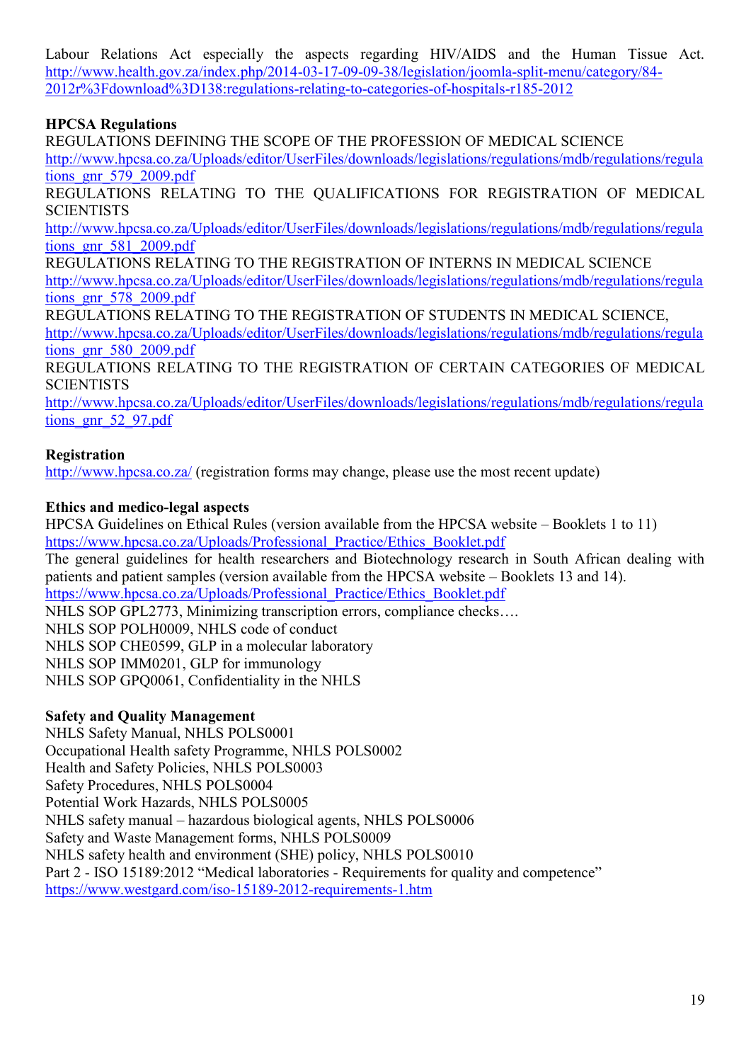Labour Relations Act especially the aspects regarding HIV/AIDS and the Human Tissue Act. http://www.health.gov.za/index.php/2014-03-17-09-09-38/legislation/joomla-split-menu/category/84-2012r%3Fdownload%3D138:regulations-relating-to-categories-of-hospitals-r185-2012

**HPCSA Regulations**

REGULATIONS DEFINING THE SCOPE OF THE PROFESSION OF MEDICAL SCIENCE
http://www.hpcsa.co.za/Uploads/editor/UserFiles/downloads/legislations/regulations/mdb/regulations/regulations_gnr_579_2009.pdf

REGULATIONS RELATING TO THE QUALIFICATIONS FOR REGISTRATION OF MEDICAL SCIENTISTS
http://www.hpcsa.co.za/Uploads/editor/UserFiles/downloads/legislations/regulations/mdb/regulations/regulations_gnr_581_2009.pdf

REGULATIONS RELATING TO THE REGISTRATION OF INTERNS IN MEDICAL SCIENCE
http://www.hpcsa.co.za/Uploads/editor/UserFiles/downloads/legislations/regulations/mdb/regulations/regulations_gnr_578_2009.pdf

REGULATIONS RELATING TO THE REGISTRATION OF STUDENTS IN MEDICAL SCIENCE,
http://www.hpcsa.co.za/Uploads/editor/UserFiles/downloads/legislations/regulations/mdb/regulations/regulations_gnr_580_2009.pdf

REGULATIONS RELATING TO THE REGISTRATION OF CERTAIN CATEGORIES OF MEDICAL SCIENTISTS
http://www.hpcsa.co.za/Uploads/editor/UserFiles/downloads/legislations/regulations/mdb/regulations/regulations_gnr_52_97.pdf

**Registration**

http://www.hpcsa.co.za/ (registration forms may change, please use the most recent update)

**Ethics and medico-legal aspects**

HPCSA Guidelines on Ethical Rules (version available from the HPCSA website – Booklets 1 to 11)
https://www.hpcsa.co.za/Uploads/Professional_Practice/Ethics_Booklet.pdf
The general guidelines for health researchers and Biotechnology research in South African dealing with patients and patient samples (version available from the HPCSA website – Booklets 13 and 14).
https://www.hpcsa.co.za/Uploads/Professional_Practice/Ethics_Booklet.pdf
NHLS SOP GPL2773, Minimizing transcription errors, compliance checks….
NHLS SOP POLH0009, NHLS code of conduct
NHLS SOP CHE0599, GLP in a molecular laboratory
NHLS SOP IMM0201, GLP for immunology
NHLS SOP GPQ0061, Confidentiality in the NHLS

**Safety and Quality Management**

NHLS Safety Manual, NHLS POLS0001
Occupational Health safety Programme, NHLS POLS0002
Health and Safety Policies, NHLS POLS0003
Safety Procedures, NHLS POLS0004
Potential Work Hazards, NHLS POLS0005
NHLS safety manual – hazardous biological agents, NHLS POLS0006
Safety and Waste Management forms, NHLS POLS0009
NHLS safety health and environment (SHE) policy, NHLS POLS0010
Part 2 - ISO 15189:2012 "Medical laboratories - Requirements for quality and competence"
https://www.westgard.com/iso-15189-2012-requirements-1.htm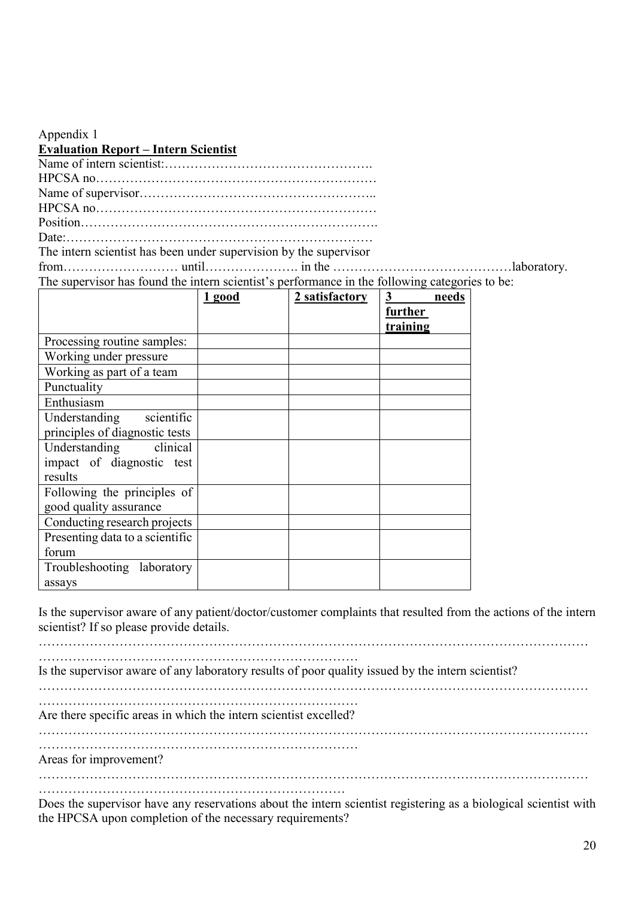Appendix 1

**Evaluation Report – Intern Scientist**

Name of intern scientist:………………………………………….

HPCSA no…………………………………………………………

Name of supervisor……………………………………………..

HPCSA no…………………………………………………………

Position…………………………………………………………….

Date:……………………………………………………………

The intern scientist has been under supervision by the supervisor from……………………… until…………………. in the ……………………………………laboratory.

The supervisor has found the intern scientist's performance in the following categories to be:

| | 1 good | 2 satisfactory | 3 needs further training |
|---|---|---|---|
| Processing routine samples: | | | |
| Working under pressure | | | |
| Working as part of a team | | | |
| Punctuality | | | |
| Enthusiasm | | | |
| Understanding scientific principles of diagnostic tests | | | |
| Understanding clinical impact of diagnostic test results | | | |
| Following the principles of good quality assurance | | | |
| Conducting research projects | | | |
| Presenting data to a scientific forum | | | |
| Troubleshooting laboratory assays | | | |

Is the supervisor aware of any patient/doctor/customer complaints that resulted from the actions of the intern scientist? If so please provide details.

……………………………………………………………………………………………………………
…………………………………………………………………

Is the supervisor aware of any laboratory results of poor quality issued by the intern scientist?

……………………………………………………………………………………………………………
…………………………………………………………………

Are there specific areas in which the intern scientist excelled?

……………………………………………………………………………………………………………
…………………………………………………………………

Areas for improvement?

……………………………………………………………………………………………………………
…………………………………………………………………

Does the supervisor have any reservations about the intern scientist registering as a biological scientist with the HPCSA upon completion of the necessary requirements?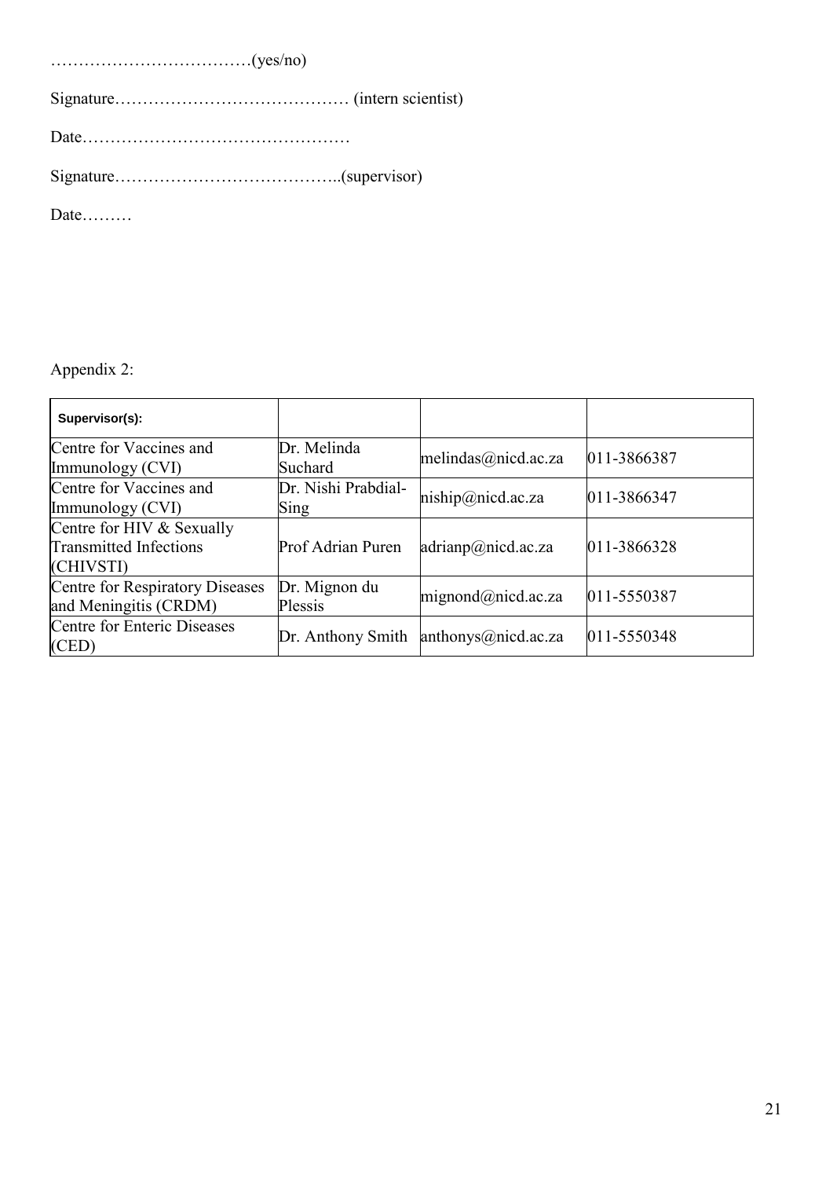………………………………(yes/no)

Signature…………………………………… (intern scientist)

Date…………………………………………

Signature…………………………………..(supervisor)

Date………

Appendix 2:

| **Supervisor(s):** | | | |
|---|---|---|---|
| Centre for Vaccines and Immunology (CVI) | Dr. Melinda Suchard | melindas@nicd.ac.za | 011-3866387 |
| Centre for Vaccines and Immunology (CVI) | Dr. Nishi Prabdial-Sing | niship@nicd.ac.za | 011-3866347 |
| Centre for HIV & Sexually Transmitted Infections (CHIVSTI) | Prof Adrian Puren | adrianp@nicd.ac.za | 011-3866328 |
| Centre for Respiratory Diseases and Meningitis (CRDM) | Dr. Mignon du Plessis | mignond@nicd.ac.za | 011-5550387 |
| Centre for Enteric Diseases (CED) | Dr. Anthony Smith | anthonys@nicd.ac.za | 011-5550348 |